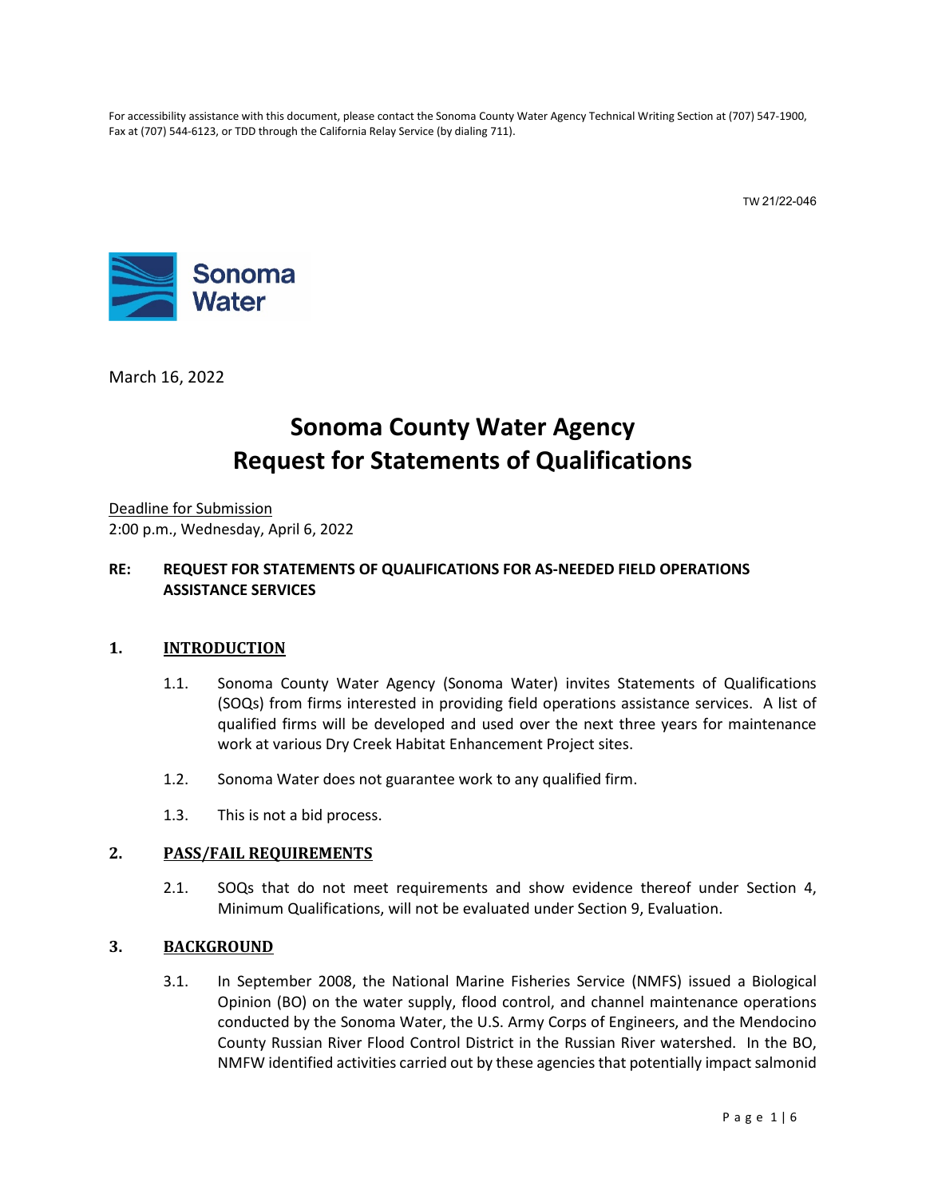For accessibility assistance with this document, please contact the Sonoma County Water Agency Technical Writing Section at (707) 547-1900, Fax at (707) 544-6123, or TDD through the California Relay Service (by dialing 711).

TW 21/22-046

Sonoma Water

March 16, 2022

# Sonoma County Water Agency
# Request for Statements of Qualifications

Deadline for Submission
2:00 p.m., Wednesday, April 6, 2022

**RE: REQUEST FOR STATEMENTS OF QUALIFICATIONS FOR AS-NEEDED FIELD OPERATIONS ASSISTANCE SERVICES**

## 1. INTRODUCTION

1.1. Sonoma County Water Agency (Sonoma Water) invites Statements of Qualifications (SOQs) from firms interested in providing field operations assistance services. A list of qualified firms will be developed and used over the next three years for maintenance work at various Dry Creek Habitat Enhancement Project sites.

1.2. Sonoma Water does not guarantee work to any qualified firm.

1.3. This is not a bid process.

## 2. PASS/FAIL REQUIREMENTS

2.1. SOQs that do not meet requirements and show evidence thereof under Section 4, Minimum Qualifications, will not be evaluated under Section 9, Evaluation.

## 3. BACKGROUND

3.1. In September 2008, the National Marine Fisheries Service (NMFS) issued a Biological Opinion (BO) on the water supply, flood control, and channel maintenance operations conducted by the Sonoma Water, the U.S. Army Corps of Engineers, and the Mendocino County Russian River Flood Control District in the Russian River watershed. In the BO, NMFW identified activities carried out by these agencies that potentially impact salmonid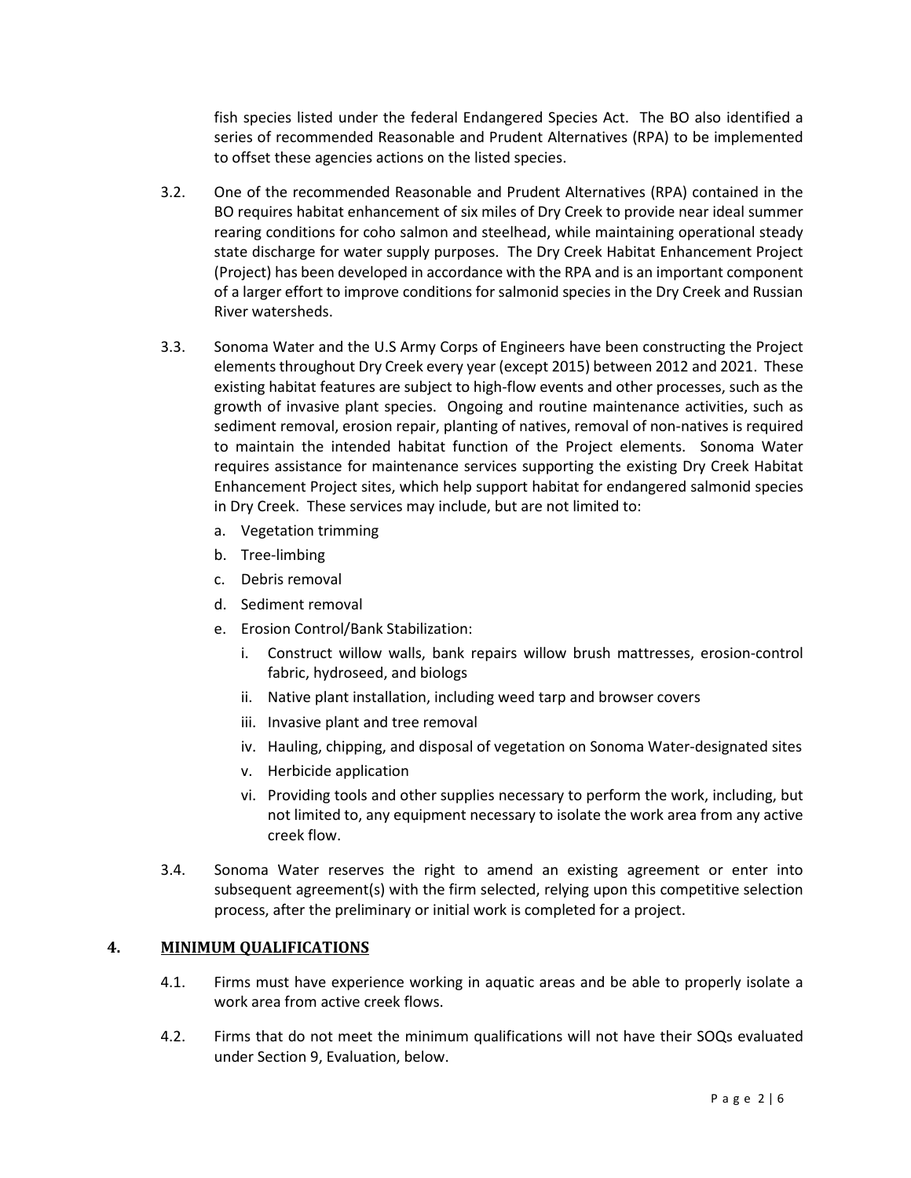fish species listed under the federal Endangered Species Act. The BO also identified a series of recommended Reasonable and Prudent Alternatives (RPA) to be implemented to offset these agencies actions on the listed species.

3.2. One of the recommended Reasonable and Prudent Alternatives (RPA) contained in the BO requires habitat enhancement of six miles of Dry Creek to provide near ideal summer rearing conditions for coho salmon and steelhead, while maintaining operational steady state discharge for water supply purposes. The Dry Creek Habitat Enhancement Project (Project) has been developed in accordance with the RPA and is an important component of a larger effort to improve conditions for salmonid species in the Dry Creek and Russian River watersheds.

3.3. Sonoma Water and the U.S Army Corps of Engineers have been constructing the Project elements throughout Dry Creek every year (except 2015) between 2012 and 2021. These existing habitat features are subject to high-flow events and other processes, such as the growth of invasive plant species. Ongoing and routine maintenance activities, such as sediment removal, erosion repair, planting of natives, removal of non-natives is required to maintain the intended habitat function of the Project elements. Sonoma Water requires assistance for maintenance services supporting the existing Dry Creek Habitat Enhancement Project sites, which help support habitat for endangered salmonid species in Dry Creek. These services may include, but are not limited to:

a. Vegetation trimming
b. Tree-limbing
c. Debris removal
d. Sediment removal
e. Erosion Control/Bank Stabilization:
    i. Construct willow walls, bank repairs willow brush mattresses, erosion-control fabric, hydroseed, and biologs
    ii. Native plant installation, including weed tarp and browser covers
    iii. Invasive plant and tree removal
    iv. Hauling, chipping, and disposal of vegetation on Sonoma Water-designated sites
    v. Herbicide application
    vi. Providing tools and other supplies necessary to perform the work, including, but not limited to, any equipment necessary to isolate the work area from any active creek flow.

3.4. Sonoma Water reserves the right to amend an existing agreement or enter into subsequent agreement(s) with the firm selected, relying upon this competitive selection process, after the preliminary or initial work is completed for a project.

## 4. MINIMUM QUALIFICATIONS

4.1. Firms must have experience working in aquatic areas and be able to properly isolate a work area from active creek flows.

4.2. Firms that do not meet the minimum qualifications will not have their SOQs evaluated under Section 9, Evaluation, below.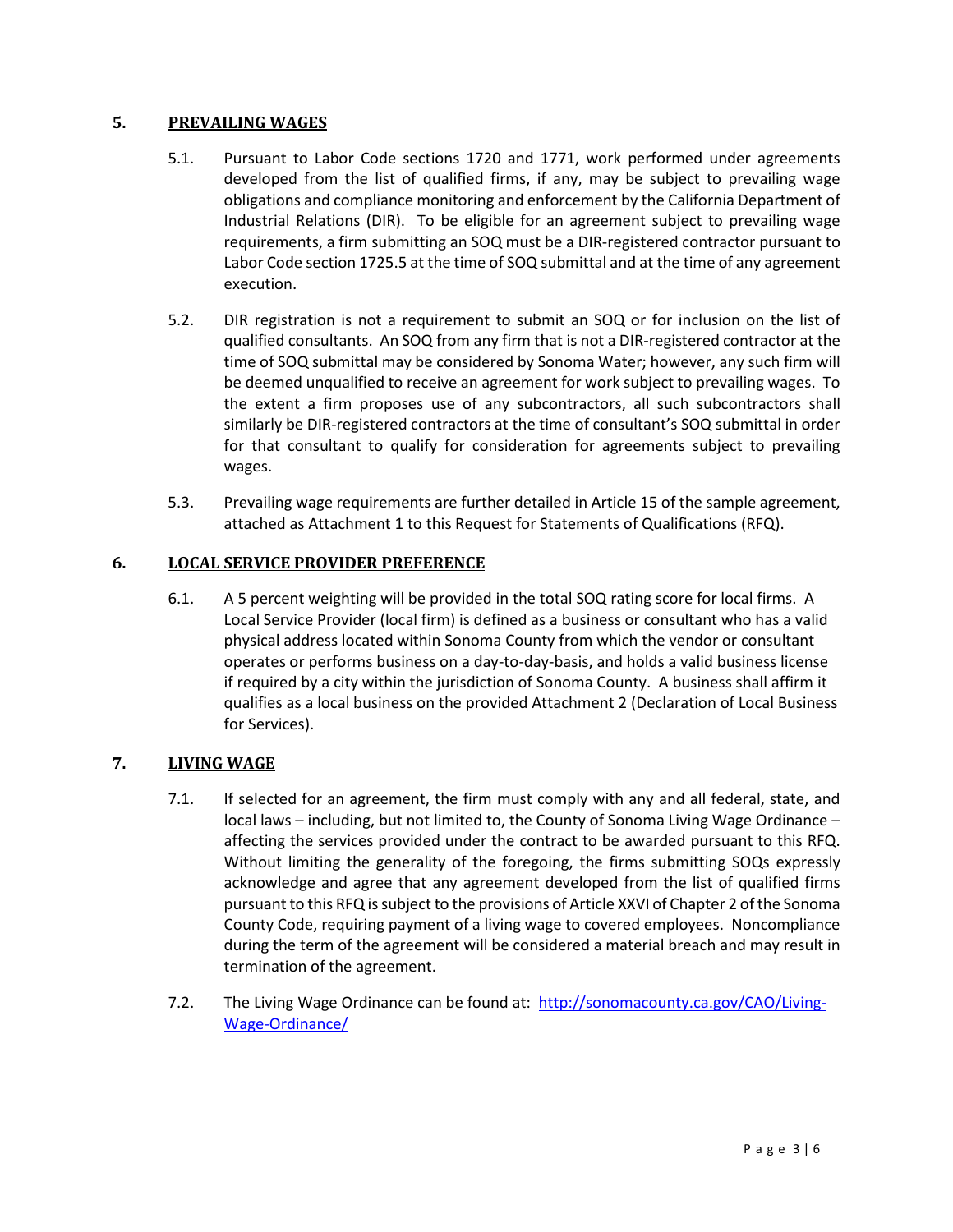## 5. PREVAILING WAGES

5.1. Pursuant to Labor Code sections 1720 and 1771, work performed under agreements developed from the list of qualified firms, if any, may be subject to prevailing wage obligations and compliance monitoring and enforcement by the California Department of Industrial Relations (DIR). To be eligible for an agreement subject to prevailing wage requirements, a firm submitting an SOQ must be a DIR-registered contractor pursuant to Labor Code section 1725.5 at the time of SOQ submittal and at the time of any agreement execution.

5.2. DIR registration is not a requirement to submit an SOQ or for inclusion on the list of qualified consultants. An SOQ from any firm that is not a DIR-registered contractor at the time of SOQ submittal may be considered by Sonoma Water; however, any such firm will be deemed unqualified to receive an agreement for work subject to prevailing wages. To the extent a firm proposes use of any subcontractors, all such subcontractors shall similarly be DIR-registered contractors at the time of consultant's SOQ submittal in order for that consultant to qualify for consideration for agreements subject to prevailing wages.

5.3. Prevailing wage requirements are further detailed in Article 15 of the sample agreement, attached as Attachment 1 to this Request for Statements of Qualifications (RFQ).

## 6. LOCAL SERVICE PROVIDER PREFERENCE

6.1. A 5 percent weighting will be provided in the total SOQ rating score for local firms. A Local Service Provider (local firm) is defined as a business or consultant who has a valid physical address located within Sonoma County from which the vendor or consultant operates or performs business on a day-to-day-basis, and holds a valid business license if required by a city within the jurisdiction of Sonoma County. A business shall affirm it qualifies as a local business on the provided Attachment 2 (Declaration of Local Business for Services).

## 7. LIVING WAGE

7.1. If selected for an agreement, the firm must comply with any and all federal, state, and local laws – including, but not limited to, the County of Sonoma Living Wage Ordinance – affecting the services provided under the contract to be awarded pursuant to this RFQ. Without limiting the generality of the foregoing, the firms submitting SOQs expressly acknowledge and agree that any agreement developed from the list of qualified firms pursuant to this RFQ is subject to the provisions of Article XXVI of Chapter 2 of the Sonoma County Code, requiring payment of a living wage to covered employees. Noncompliance during the term of the agreement will be considered a material breach and may result in termination of the agreement.

7.2. The Living Wage Ordinance can be found at: [http://sonomacounty.ca.gov/CAO/Living-Wage-Ordinance/](http://sonomacounty.ca.gov/CAO/Living-Wage-Ordinance/)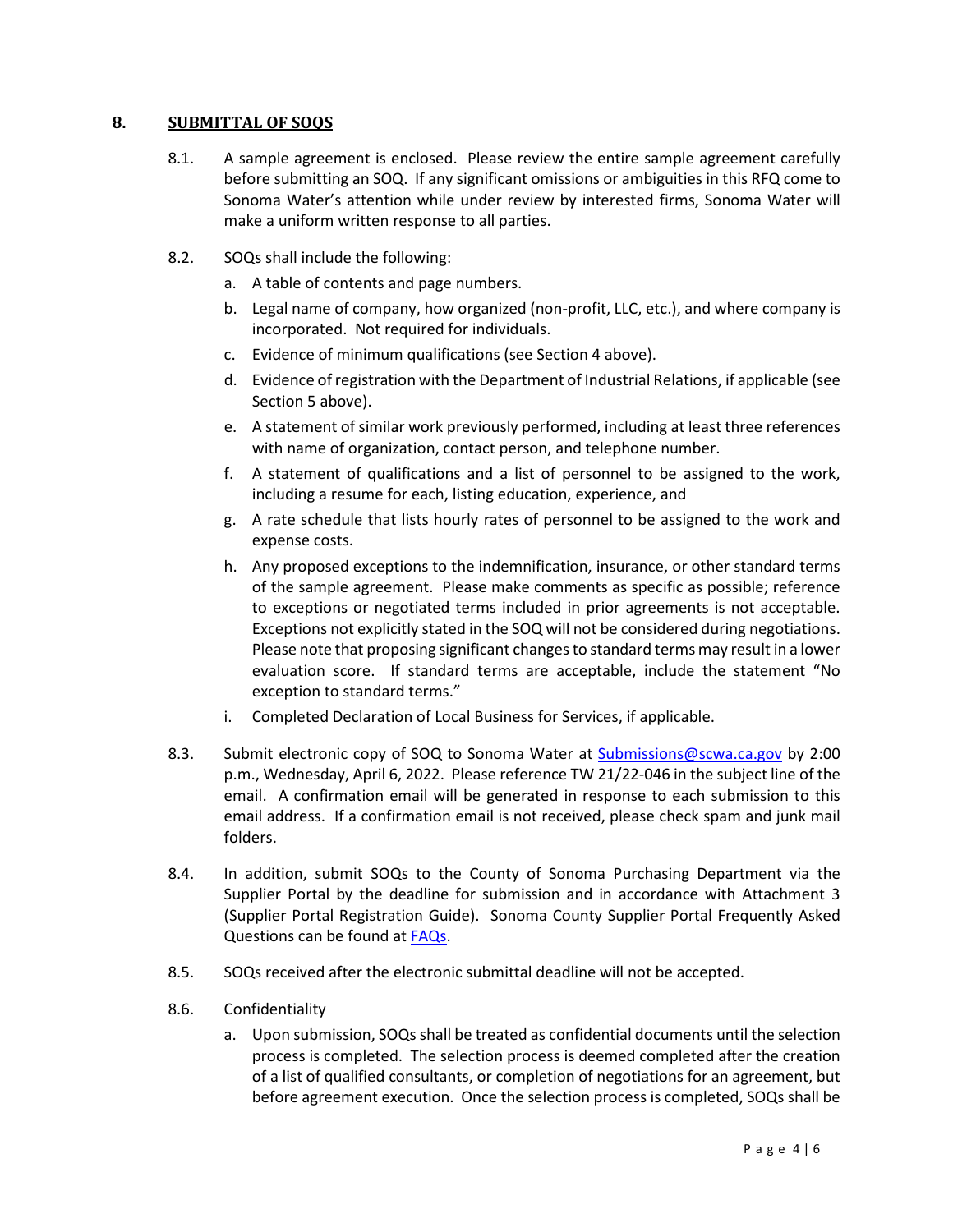## 8. SUBMITTAL OF SOQS

8.1. A sample agreement is enclosed. Please review the entire sample agreement carefully before submitting an SOQ. If any significant omissions or ambiguities in this RFQ come to Sonoma Water's attention while under review by interested firms, Sonoma Water will make a uniform written response to all parties.

8.2. SOQs shall include the following:

a. A table of contents and page numbers.

b. Legal name of company, how organized (non-profit, LLC, etc.), and where company is incorporated. Not required for individuals.

c. Evidence of minimum qualifications (see Section 4 above).

d. Evidence of registration with the Department of Industrial Relations, if applicable (see Section 5 above).

e. A statement of similar work previously performed, including at least three references with name of organization, contact person, and telephone number.

f. A statement of qualifications and a list of personnel to be assigned to the work, including a resume for each, listing education, experience, and

g. A rate schedule that lists hourly rates of personnel to be assigned to the work and expense costs.

h. Any proposed exceptions to the indemnification, insurance, or other standard terms of the sample agreement. Please make comments as specific as possible; reference to exceptions or negotiated terms included in prior agreements is not acceptable. Exceptions not explicitly stated in the SOQ will not be considered during negotiations. Please note that proposing significant changes to standard terms may result in a lower evaluation score. If standard terms are acceptable, include the statement "No exception to standard terms."

i. Completed Declaration of Local Business for Services, if applicable.

8.3. Submit electronic copy of SOQ to Sonoma Water at [Submissions@scwa.ca.gov](mailto:Submissions@scwa.ca.gov) by 2:00 p.m., Wednesday, April 6, 2022. Please reference TW 21/22-046 in the subject line of the email. A confirmation email will be generated in response to each submission to this email address. If a confirmation email is not received, please check spam and junk mail folders.

8.4. In addition, submit SOQs to the County of Sonoma Purchasing Department via the Supplier Portal by the deadline for submission and in accordance with Attachment 3 (Supplier Portal Registration Guide). Sonoma County Supplier Portal Frequently Asked Questions can be found at FAQs.

8.5. SOQs received after the electronic submittal deadline will not be accepted.

8.6. Confidentiality

a. Upon submission, SOQs shall be treated as confidential documents until the selection process is completed. The selection process is deemed completed after the creation of a list of qualified consultants, or completion of negotiations for an agreement, but before agreement execution. Once the selection process is completed, SOQs shall be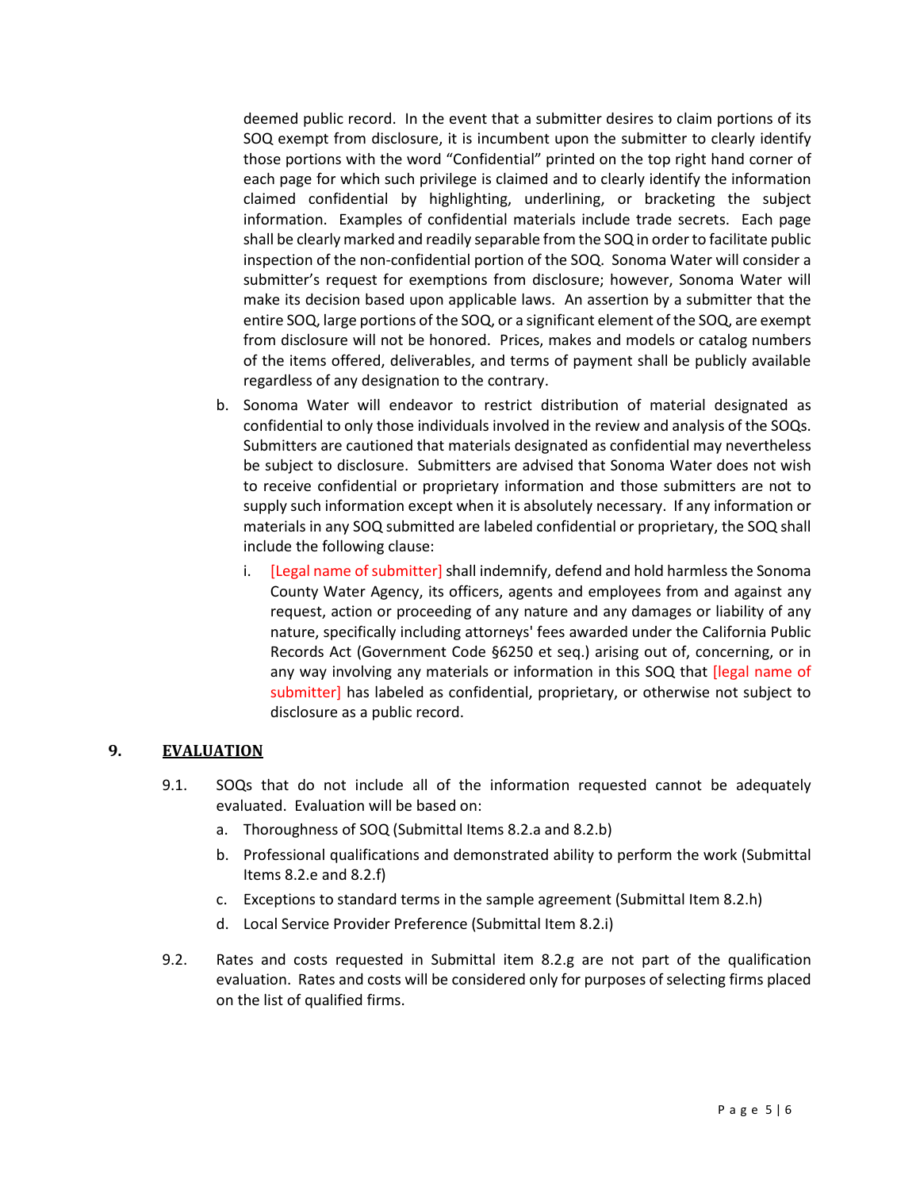deemed public record. In the event that a submitter desires to claim portions of its SOQ exempt from disclosure, it is incumbent upon the submitter to clearly identify those portions with the word "Confidential" printed on the top right hand corner of each page for which such privilege is claimed and to clearly identify the information claimed confidential by highlighting, underlining, or bracketing the subject information. Examples of confidential materials include trade secrets. Each page shall be clearly marked and readily separable from the SOQ in order to facilitate public inspection of the non-confidential portion of the SOQ. Sonoma Water will consider a submitter's request for exemptions from disclosure; however, Sonoma Water will make its decision based upon applicable laws. An assertion by a submitter that the entire SOQ, large portions of the SOQ, or a significant element of the SOQ, are exempt from disclosure will not be honored. Prices, makes and models or catalog numbers of the items offered, deliverables, and terms of payment shall be publicly available regardless of any designation to the contrary.

b. Sonoma Water will endeavor to restrict distribution of material designated as confidential to only those individuals involved in the review and analysis of the SOQs. Submitters are cautioned that materials designated as confidential may nevertheless be subject to disclosure. Submitters are advised that Sonoma Water does not wish to receive confidential or proprietary information and those submitters are not to supply such information except when it is absolutely necessary. If any information or materials in any SOQ submitted are labeled confidential or proprietary, the SOQ shall include the following clause:

   i. [Legal name of submitter] shall indemnify, defend and hold harmless the Sonoma County Water Agency, its officers, agents and employees from and against any request, action or proceeding of any nature and any damages or liability of any nature, specifically including attorneys' fees awarded under the California Public Records Act (Government Code §6250 et seq.) arising out of, concerning, or in any way involving any materials or information in this SOQ that [legal name of submitter] has labeled as confidential, proprietary, or otherwise not subject to disclosure as a public record.

## 9. EVALUATION

9.1. SOQs that do not include all of the information requested cannot be adequately evaluated. Evaluation will be based on:

a. Thoroughness of SOQ (Submittal Items 8.2.a and 8.2.b)

b. Professional qualifications and demonstrated ability to perform the work (Submittal Items 8.2.e and 8.2.f)

c. Exceptions to standard terms in the sample agreement (Submittal Item 8.2.h)

d. Local Service Provider Preference (Submittal Item 8.2.i)

9.2. Rates and costs requested in Submittal item 8.2.g are not part of the qualification evaluation. Rates and costs will be considered only for purposes of selecting firms placed on the list of qualified firms.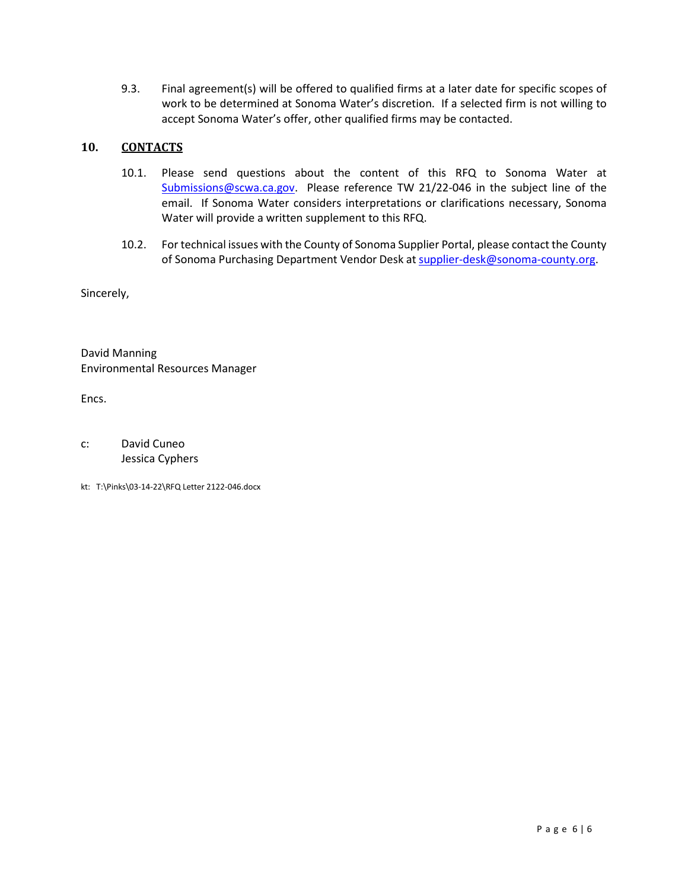9.3. Final agreement(s) will be offered to qualified firms at a later date for specific scopes of work to be determined at Sonoma Water's discretion. If a selected firm is not willing to accept Sonoma Water's offer, other qualified firms may be contacted.

## 10. CONTACTS

10.1. Please send questions about the content of this RFQ to Sonoma Water at Submissions@scwa.ca.gov. Please reference TW 21/22-046 in the subject line of the email. If Sonoma Water considers interpretations or clarifications necessary, Sonoma Water will provide a written supplement to this RFQ.

10.2. For technical issues with the County of Sonoma Supplier Portal, please contact the County of Sonoma Purchasing Department Vendor Desk at supplier-desk@sonoma-county.org.

Sincerely,

David Manning
Environmental Resources Manager

Encs.

c: David Cuneo
Jessica Cyphers

kt: T:\Pinks\03-14-22\RFQ Letter 2122-046.docx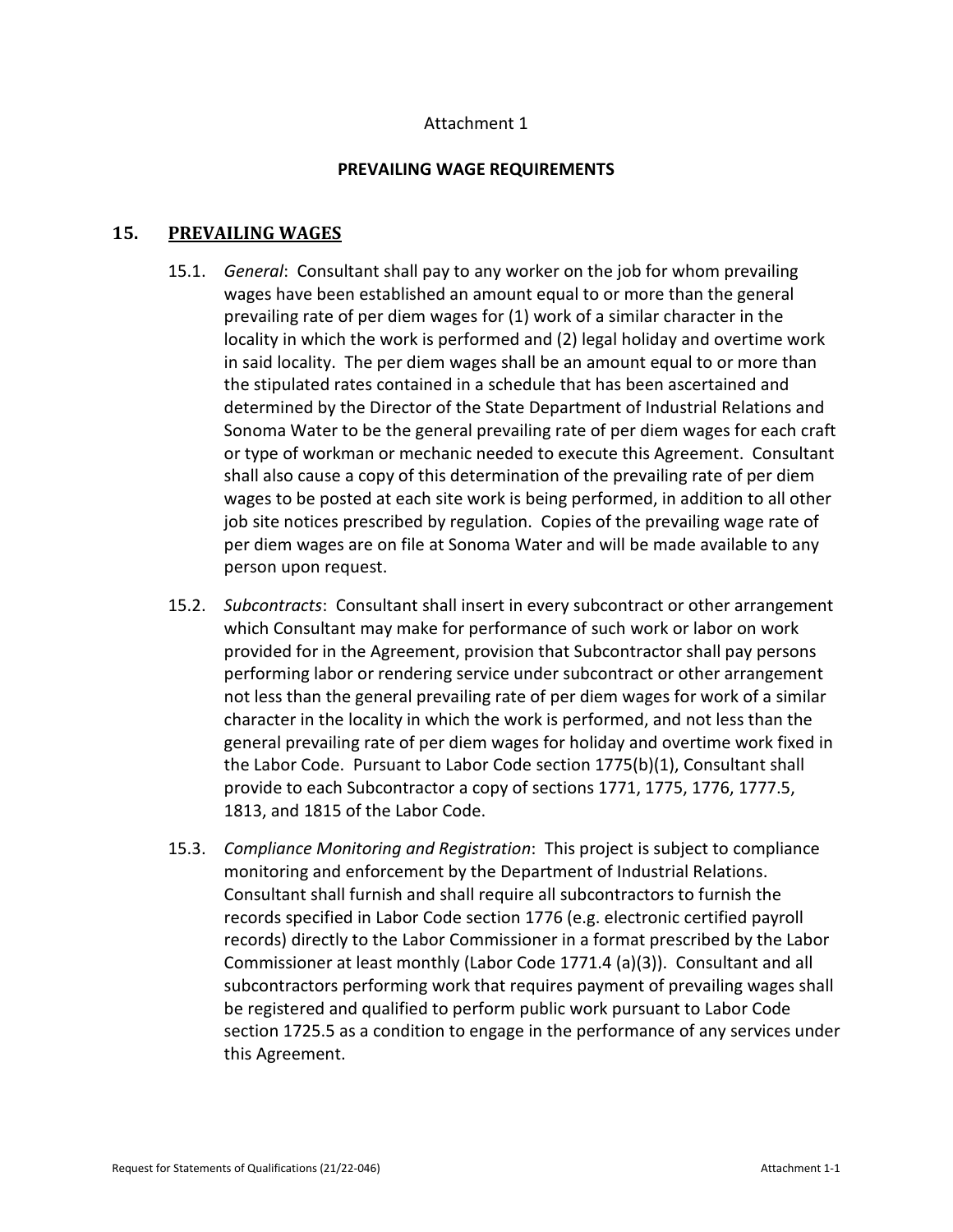Attachment 1

**PREVAILING WAGE REQUIREMENTS**

## 15. PREVAILING WAGES

15.1. *General*: Consultant shall pay to any worker on the job for whom prevailing wages have been established an amount equal to or more than the general prevailing rate of per diem wages for (1) work of a similar character in the locality in which the work is performed and (2) legal holiday and overtime work in said locality. The per diem wages shall be an amount equal to or more than the stipulated rates contained in a schedule that has been ascertained and determined by the Director of the State Department of Industrial Relations and Sonoma Water to be the general prevailing rate of per diem wages for each craft or type of workman or mechanic needed to execute this Agreement. Consultant shall also cause a copy of this determination of the prevailing rate of per diem wages to be posted at each site work is being performed, in addition to all other job site notices prescribed by regulation. Copies of the prevailing wage rate of per diem wages are on file at Sonoma Water and will be made available to any person upon request.

15.2. *Subcontracts*: Consultant shall insert in every subcontract or other arrangement which Consultant may make for performance of such work or labor on work provided for in the Agreement, provision that Subcontractor shall pay persons performing labor or rendering service under subcontract or other arrangement not less than the general prevailing rate of per diem wages for work of a similar character in the locality in which the work is performed, and not less than the general prevailing rate of per diem wages for holiday and overtime work fixed in the Labor Code. Pursuant to Labor Code section 1775(b)(1), Consultant shall provide to each Subcontractor a copy of sections 1771, 1775, 1776, 1777.5, 1813, and 1815 of the Labor Code.

15.3. *Compliance Monitoring and Registration*: This project is subject to compliance monitoring and enforcement by the Department of Industrial Relations. Consultant shall furnish and shall require all subcontractors to furnish the records specified in Labor Code section 1776 (e.g. electronic certified payroll records) directly to the Labor Commissioner in a format prescribed by the Labor Commissioner at least monthly (Labor Code 1771.4 (a)(3)). Consultant and all subcontractors performing work that requires payment of prevailing wages shall be registered and qualified to perform public work pursuant to Labor Code section 1725.5 as a condition to engage in the performance of any services under this Agreement.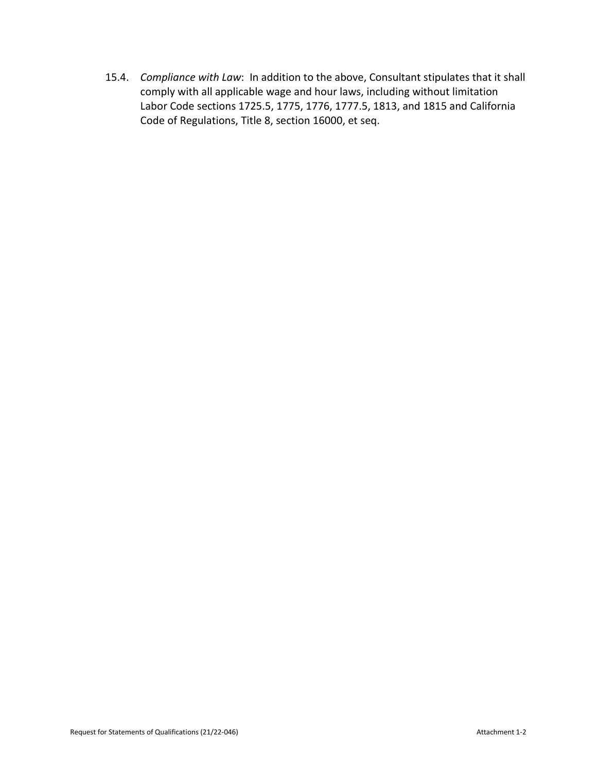15.4. *Compliance with Law*: In addition to the above, Consultant stipulates that it shall comply with all applicable wage and hour laws, including without limitation Labor Code sections 1725.5, 1775, 1776, 1777.5, 1813, and 1815 and California Code of Regulations, Title 8, section 16000, et seq.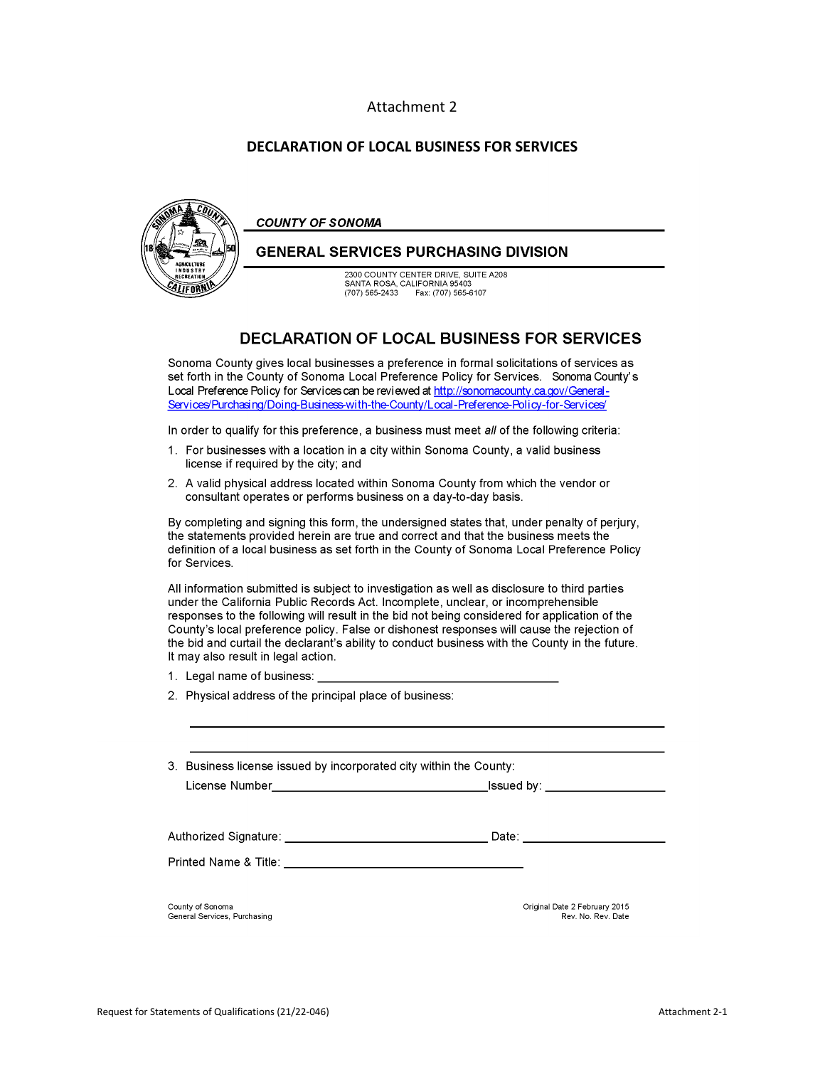Attachment 2

## DECLARATION OF LOCAL BUSINESS FOR SERVICES

***COUNTY OF SONOMA***

**GENERAL SERVICES PURCHASING DIVISION**

2300 COUNTY CENTER DRIVE, SUITE A208
SANTA ROSA, CALIFORNIA 95403
(707) 565-2433 Fax: (707) 565-6107

## DECLARATION OF LOCAL BUSINESS FOR SERVICES

Sonoma County gives local businesses a preference in formal solicitations of services as set forth in the County of Sonoma Local Preference Policy for Services. Sonoma County's Local Preference Policy for Services can be reviewed at http://sonomacounty.ca.gov/General-Services/Purchasing/Doing-Business-with-the-County/Local-Preference-Policy-for-Services/

In order to qualify for this preference, a business must meet *all* of the following criteria:

1. For businesses with a location in a city within Sonoma County, a valid business license if required by the city; and
2. A valid physical address located within Sonoma County from which the vendor or consultant operates or performs business on a day-to-day basis.

By completing and signing this form, the undersigned states that, under penalty of perjury, the statements provided herein are true and correct and that the business meets the definition of a local business as set forth in the County of Sonoma Local Preference Policy for Services.

All information submitted is subject to investigation as well as disclosure to third parties under the California Public Records Act. Incomplete, unclear, or incomprehensible responses to the following will result in the bid not being considered for application of the County's local preference policy. False or dishonest responses will cause the rejection of the bid and curtail the declarant's ability to conduct business with the County in the future. It may also result in legal action.

1. Legal name of business: ___________________________________
2. Physical address of the principal place of business:

   ______________________________________________________________

   ______________________________________________________________
3. Business license issued by incorporated city within the County:

   License Number_______________________________Issued by: __________________

Authorized Signature: ______________________________ Date: ____________________

Printed Name & Title: ___________________________________

County of Sonoma
General Services, Purchasing

Original Date 2 February 2015
Rev. No. Rev. Date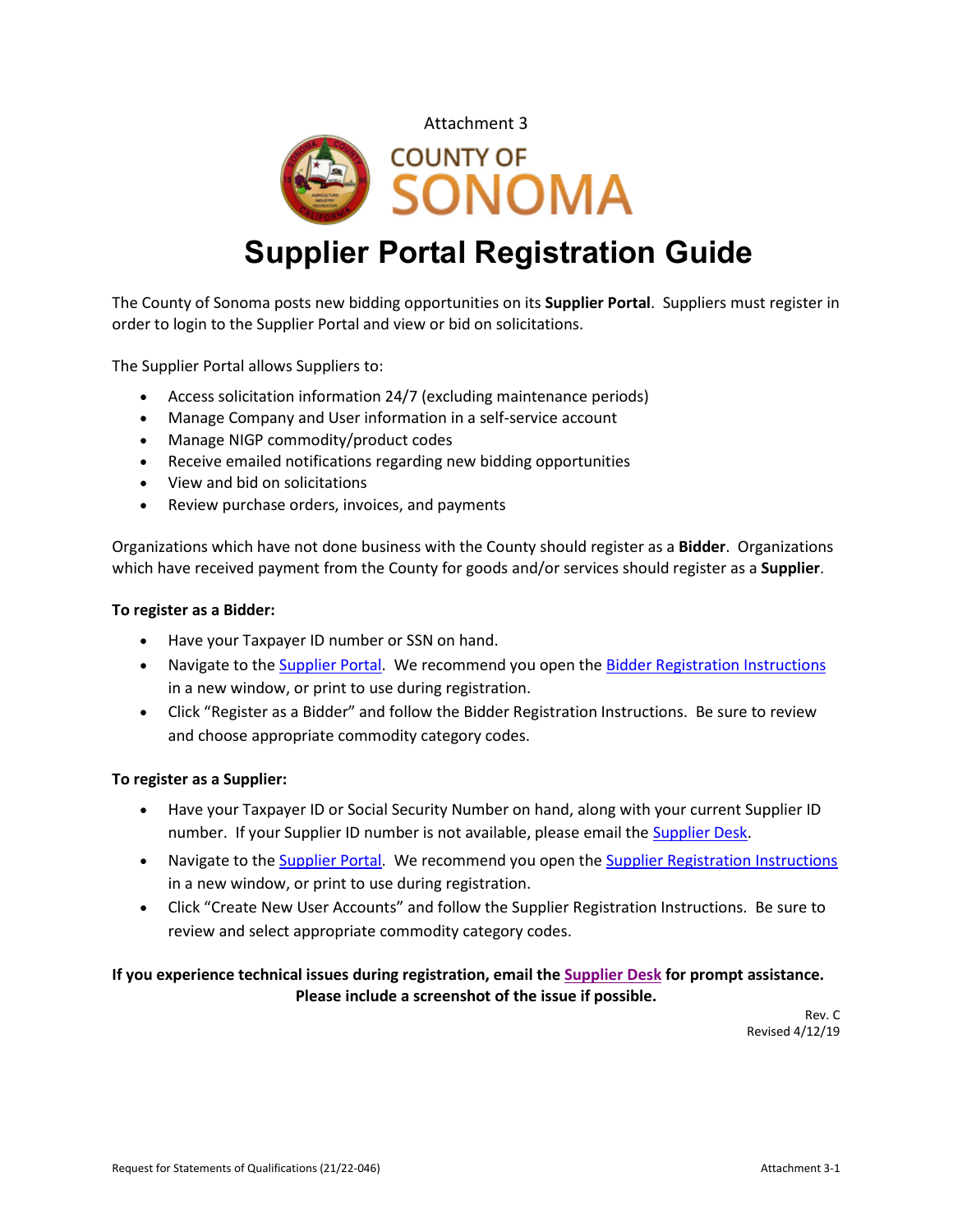Attachment 3

COUNTY OF SONOMA

# Supplier Portal Registration Guide

The County of Sonoma posts new bidding opportunities on its **Supplier Portal**. Suppliers must register in order to login to the Supplier Portal and view or bid on solicitations.

The Supplier Portal allows Suppliers to:

- Access solicitation information 24/7 (excluding maintenance periods)
- Manage Company and User information in a self-service account
- Manage NIGP commodity/product codes
- Receive emailed notifications regarding new bidding opportunities
- View and bid on solicitations
- Review purchase orders, invoices, and payments

Organizations which have not done business with the County should register as a **Bidder**. Organizations which have received payment from the County for goods and/or services should register as a **Supplier**.

**To register as a Bidder:**

- Have your Taxpayer ID number or SSN on hand.
- Navigate to the Supplier Portal. We recommend you open the Bidder Registration Instructions in a new window, or print to use during registration.
- Click "Register as a Bidder" and follow the Bidder Registration Instructions. Be sure to review and choose appropriate commodity category codes.

**To register as a Supplier:**

- Have your Taxpayer ID or Social Security Number on hand, along with your current Supplier ID number. If your Supplier ID number is not available, please email the Supplier Desk.
- Navigate to the Supplier Portal. We recommend you open the Supplier Registration Instructions in a new window, or print to use during registration.
- Click "Create New User Accounts" and follow the Supplier Registration Instructions. Be sure to review and select appropriate commodity category codes.

**If you experience technical issues during registration, email the Supplier Desk for prompt assistance. Please include a screenshot of the issue if possible.**

Rev. C
Revised 4/12/19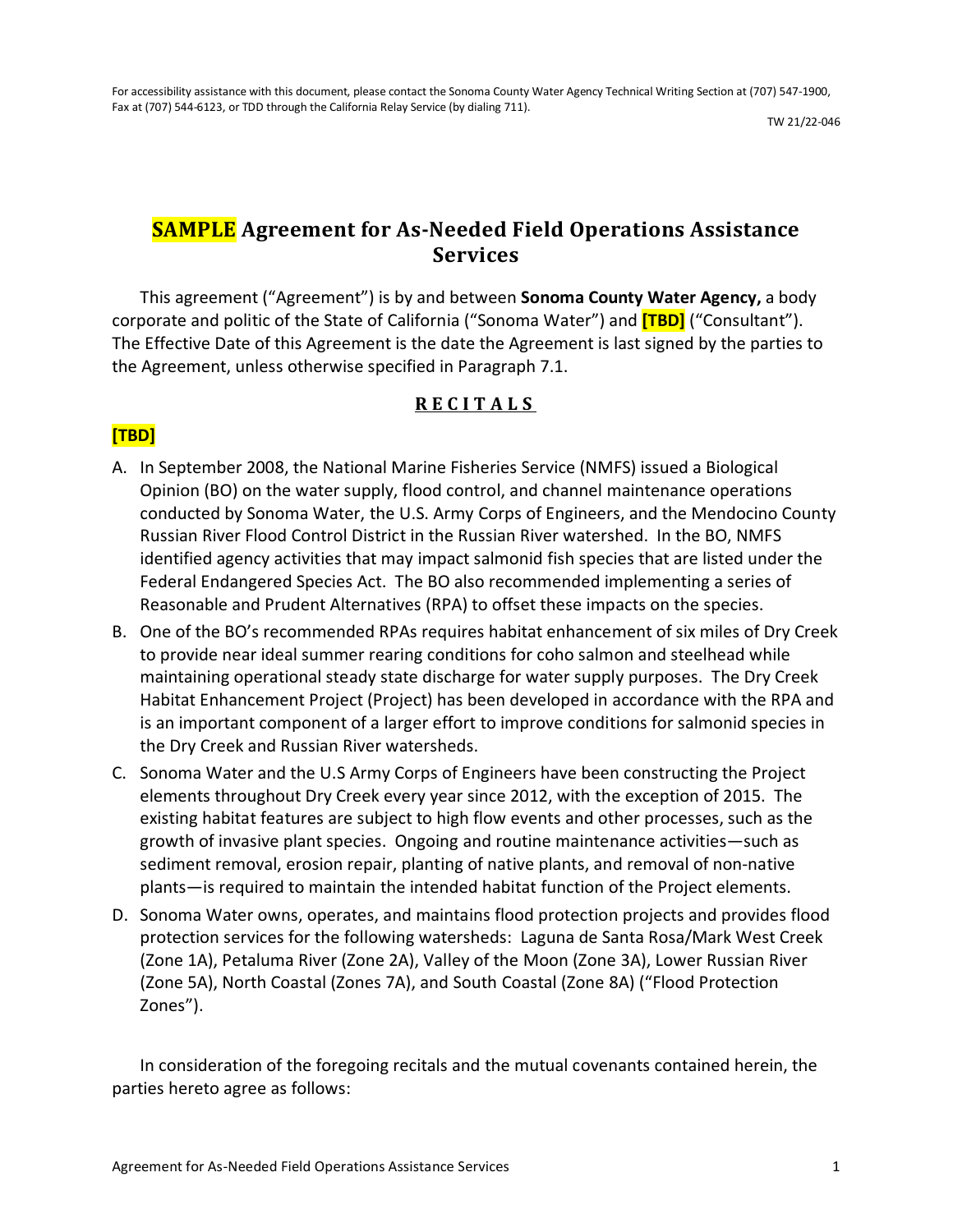For accessibility assistance with this document, please contact the Sonoma County Water Agency Technical Writing Section at (707) 547-1900, Fax at (707) 544-6123, or TDD through the California Relay Service (by dialing 711).

TW 21/22-046

# **SAMPLE** Agreement for As-Needed Field Operations Assistance Services

This agreement ("Agreement") is by and between **Sonoma County Water Agency,** a body corporate and politic of the State of California ("Sonoma Water") and **[TBD]** ("Consultant"). The Effective Date of this Agreement is the date the Agreement is last signed by the parties to the Agreement, unless otherwise specified in Paragraph 7.1.

## **R E C I T A L S**

**[TBD]**

A. In September 2008, the National Marine Fisheries Service (NMFS) issued a Biological Opinion (BO) on the water supply, flood control, and channel maintenance operations conducted by Sonoma Water, the U.S. Army Corps of Engineers, and the Mendocino County Russian River Flood Control District in the Russian River watershed. In the BO, NMFS identified agency activities that may impact salmonid fish species that are listed under the Federal Endangered Species Act. The BO also recommended implementing a series of Reasonable and Prudent Alternatives (RPA) to offset these impacts on the species.
B. One of the BO's recommended RPAs requires habitat enhancement of six miles of Dry Creek to provide near ideal summer rearing conditions for coho salmon and steelhead while maintaining operational steady state discharge for water supply purposes. The Dry Creek Habitat Enhancement Project (Project) has been developed in accordance with the RPA and is an important component of a larger effort to improve conditions for salmonid species in the Dry Creek and Russian River watersheds.
C. Sonoma Water and the U.S Army Corps of Engineers have been constructing the Project elements throughout Dry Creek every year since 2012, with the exception of 2015. The existing habitat features are subject to high flow events and other processes, such as the growth of invasive plant species. Ongoing and routine maintenance activities—such as sediment removal, erosion repair, planting of native plants, and removal of non-native plants—is required to maintain the intended habitat function of the Project elements.
D. Sonoma Water owns, operates, and maintains flood protection projects and provides flood protection services for the following watersheds: Laguna de Santa Rosa/Mark West Creek (Zone 1A), Petaluma River (Zone 2A), Valley of the Moon (Zone 3A), Lower Russian River (Zone 5A), North Coastal (Zones 7A), and South Coastal (Zone 8A) ("Flood Protection Zones").

In consideration of the foregoing recitals and the mutual covenants contained herein, the parties hereto agree as follows: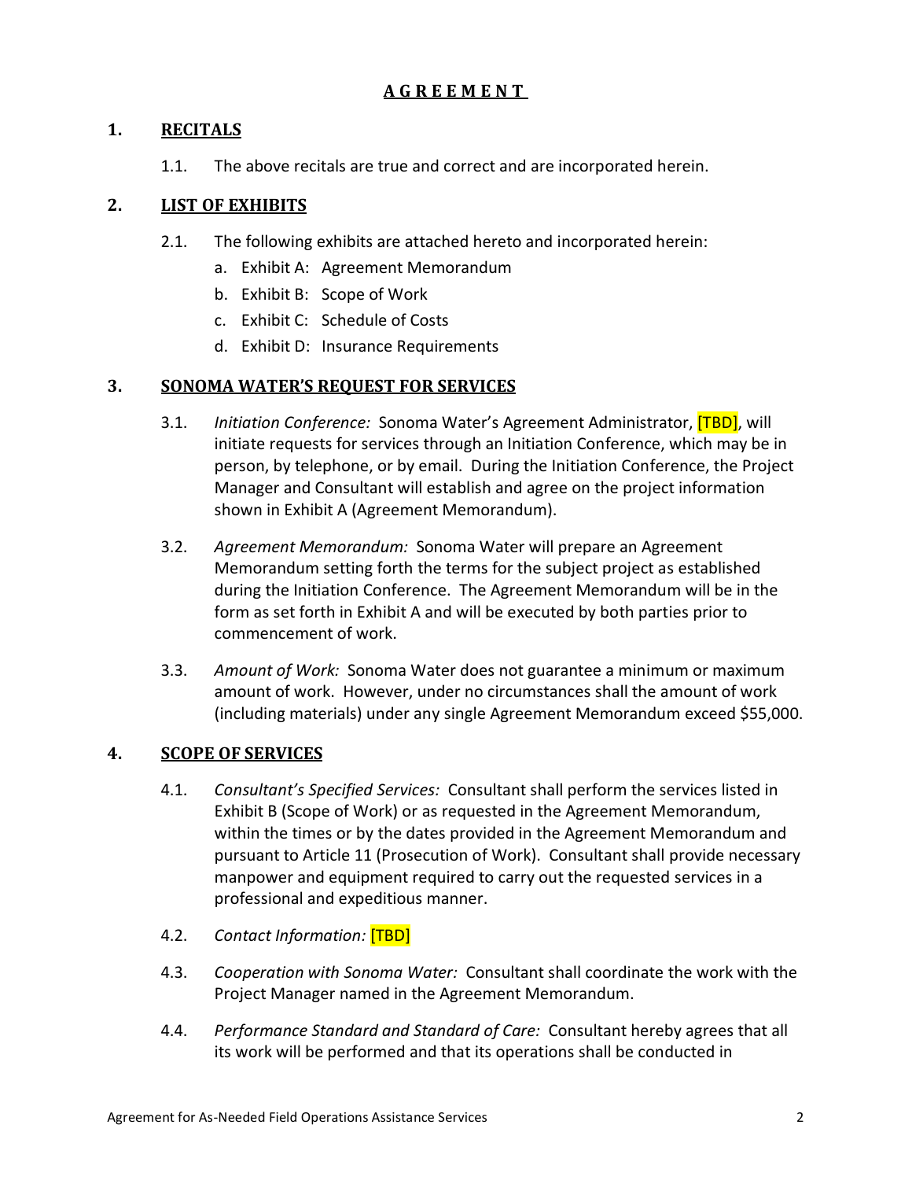# A G R E E M E N T

## 1. RECITALS

1.1. The above recitals are true and correct and are incorporated herein.

## 2. LIST OF EXHIBITS

2.1. The following exhibits are attached hereto and incorporated herein:

a. Exhibit A: Agreement Memorandum
b. Exhibit B: Scope of Work
c. Exhibit C: Schedule of Costs
d. Exhibit D: Insurance Requirements

## 3. SONOMA WATER'S REQUEST FOR SERVICES

3.1. *Initiation Conference:* Sonoma Water's Agreement Administrator, [TBD], will initiate requests for services through an Initiation Conference, which may be in person, by telephone, or by email. During the Initiation Conference, the Project Manager and Consultant will establish and agree on the project information shown in Exhibit A (Agreement Memorandum).

3.2. *Agreement Memorandum:* Sonoma Water will prepare an Agreement Memorandum setting forth the terms for the subject project as established during the Initiation Conference. The Agreement Memorandum will be in the form as set forth in Exhibit A and will be executed by both parties prior to commencement of work.

3.3. *Amount of Work:* Sonoma Water does not guarantee a minimum or maximum amount of work. However, under no circumstances shall the amount of work (including materials) under any single Agreement Memorandum exceed $55,000.

## 4. SCOPE OF SERVICES

4.1. *Consultant's Specified Services:* Consultant shall perform the services listed in Exhibit B (Scope of Work) or as requested in the Agreement Memorandum, within the times or by the dates provided in the Agreement Memorandum and pursuant to Article 11 (Prosecution of Work). Consultant shall provide necessary manpower and equipment required to carry out the requested services in a professional and expeditious manner.

4.2. *Contact Information:* [TBD]

4.3. *Cooperation with Sonoma Water:* Consultant shall coordinate the work with the Project Manager named in the Agreement Memorandum.

4.4. *Performance Standard and Standard of Care:* Consultant hereby agrees that all its work will be performed and that its operations shall be conducted in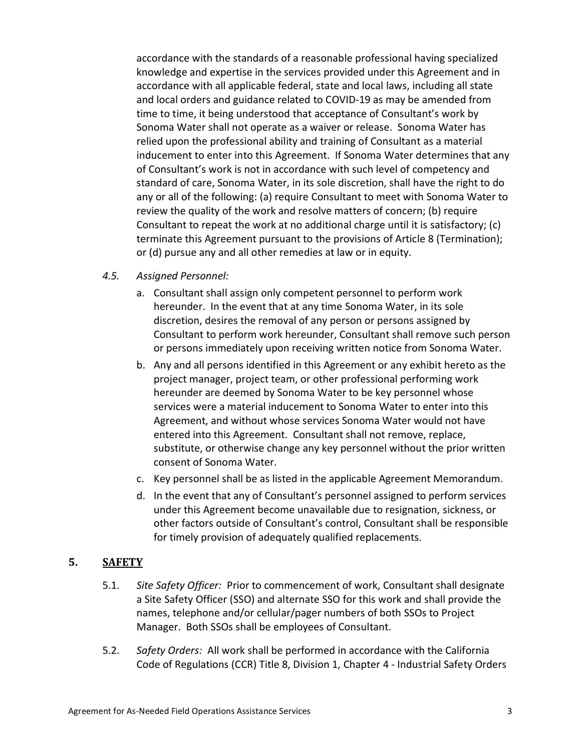accordance with the standards of a reasonable professional having specialized knowledge and expertise in the services provided under this Agreement and in accordance with all applicable federal, state and local laws, including all state and local orders and guidance related to COVID-19 as may be amended from time to time, it being understood that acceptance of Consultant's work by Sonoma Water shall not operate as a waiver or release. Sonoma Water has relied upon the professional ability and training of Consultant as a material inducement to enter into this Agreement. If Sonoma Water determines that any of Consultant's work is not in accordance with such level of competency and standard of care, Sonoma Water, in its sole discretion, shall have the right to do any or all of the following: (a) require Consultant to meet with Sonoma Water to review the quality of the work and resolve matters of concern; (b) require Consultant to repeat the work at no additional charge until it is satisfactory; (c) terminate this Agreement pursuant to the provisions of Article 8 (Termination); or (d) pursue any and all other remedies at law or in equity.

4.5. *Assigned Personnel:*

a. Consultant shall assign only competent personnel to perform work hereunder. In the event that at any time Sonoma Water, in its sole discretion, desires the removal of any person or persons assigned by Consultant to perform work hereunder, Consultant shall remove such person or persons immediately upon receiving written notice from Sonoma Water.

b. Any and all persons identified in this Agreement or any exhibit hereto as the project manager, project team, or other professional performing work hereunder are deemed by Sonoma Water to be key personnel whose services were a material inducement to Sonoma Water to enter into this Agreement, and without whose services Sonoma Water would not have entered into this Agreement. Consultant shall not remove, replace, substitute, or otherwise change any key personnel without the prior written consent of Sonoma Water.

c. Key personnel shall be as listed in the applicable Agreement Memorandum.

d. In the event that any of Consultant's personnel assigned to perform services under this Agreement become unavailable due to resignation, sickness, or other factors outside of Consultant's control, Consultant shall be responsible for timely provision of adequately qualified replacements.

## 5. SAFETY

5.1. *Site Safety Officer:* Prior to commencement of work, Consultant shall designate a Site Safety Officer (SSO) and alternate SSO for this work and shall provide the names, telephone and/or cellular/pager numbers of both SSOs to Project Manager. Both SSOs shall be employees of Consultant.

5.2. *Safety Orders:* All work shall be performed in accordance with the California Code of Regulations (CCR) Title 8, Division 1, Chapter 4 - Industrial Safety Orders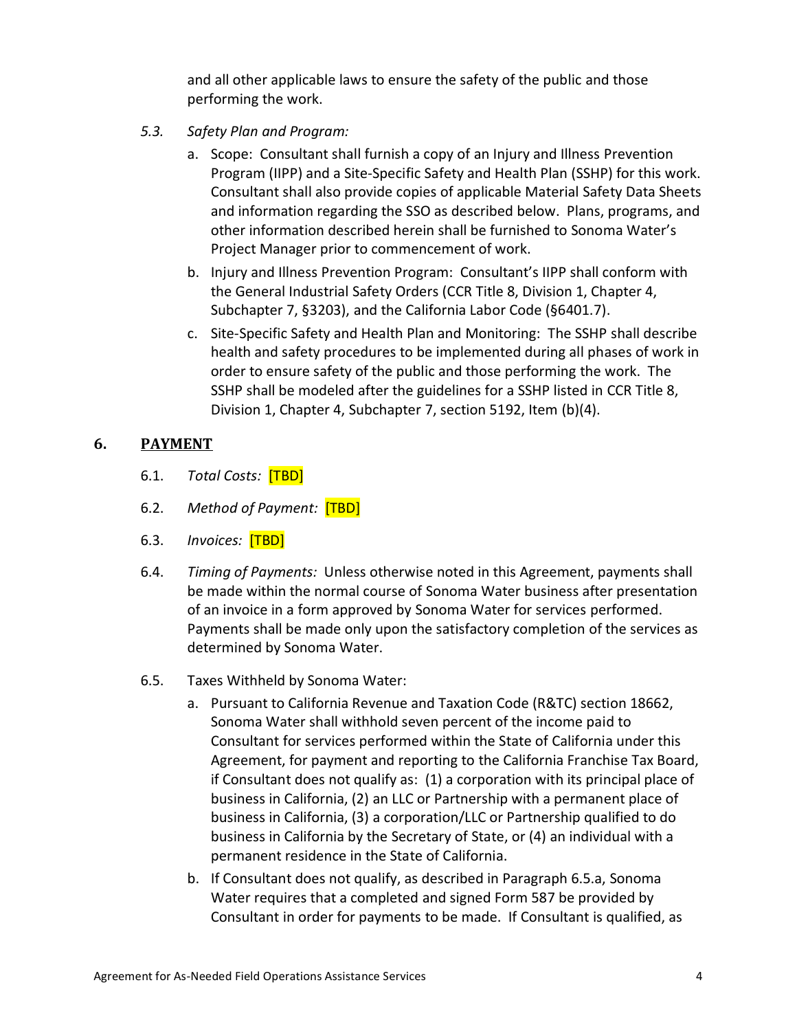and all other applicable laws to ensure the safety of the public and those performing the work.

5.3. *Safety Plan and Program:*

a. Scope: Consultant shall furnish a copy of an Injury and Illness Prevention Program (IIPP) and a Site-Specific Safety and Health Plan (SSHP) for this work. Consultant shall also provide copies of applicable Material Safety Data Sheets and information regarding the SSO as described below. Plans, programs, and other information described herein shall be furnished to Sonoma Water's Project Manager prior to commencement of work.

b. Injury and Illness Prevention Program: Consultant's IIPP shall conform with the General Industrial Safety Orders (CCR Title 8, Division 1, Chapter 4, Subchapter 7, §3203), and the California Labor Code (§6401.7).

c. Site-Specific Safety and Health Plan and Monitoring: The SSHP shall describe health and safety procedures to be implemented during all phases of work in order to ensure safety of the public and those performing the work. The SSHP shall be modeled after the guidelines for a SSHP listed in CCR Title 8, Division 1, Chapter 4, Subchapter 7, section 5192, Item (b)(4).

## 6. PAYMENT

6.1. *Total Costs:* [TBD]

6.2. *Method of Payment:* [TBD]

6.3. *Invoices:* [TBD]

6.4. *Timing of Payments:* Unless otherwise noted in this Agreement, payments shall be made within the normal course of Sonoma Water business after presentation of an invoice in a form approved by Sonoma Water for services performed. Payments shall be made only upon the satisfactory completion of the services as determined by Sonoma Water.

6.5. Taxes Withheld by Sonoma Water:

a. Pursuant to California Revenue and Taxation Code (R&TC) section 18662, Sonoma Water shall withhold seven percent of the income paid to Consultant for services performed within the State of California under this Agreement, for payment and reporting to the California Franchise Tax Board, if Consultant does not qualify as: (1) a corporation with its principal place of business in California, (2) an LLC or Partnership with a permanent place of business in California, (3) a corporation/LLC or Partnership qualified to do business in California by the Secretary of State, or (4) an individual with a permanent residence in the State of California.

b. If Consultant does not qualify, as described in Paragraph 6.5.a, Sonoma Water requires that a completed and signed Form 587 be provided by Consultant in order for payments to be made. If Consultant is qualified, as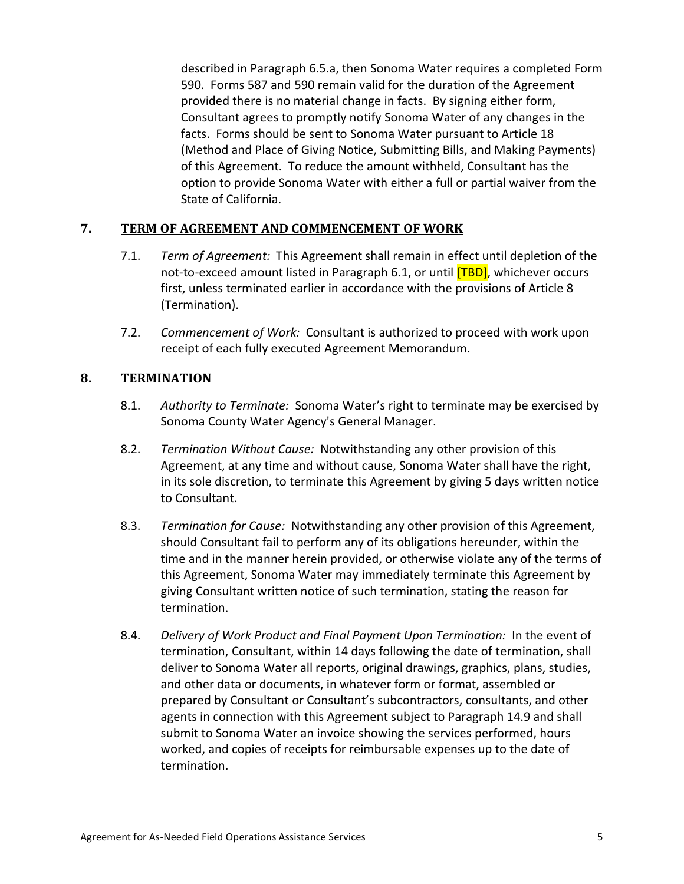described in Paragraph 6.5.a, then Sonoma Water requires a completed Form 590. Forms 587 and 590 remain valid for the duration of the Agreement provided there is no material change in facts. By signing either form, Consultant agrees to promptly notify Sonoma Water of any changes in the facts. Forms should be sent to Sonoma Water pursuant to Article 18 (Method and Place of Giving Notice, Submitting Bills, and Making Payments) of this Agreement. To reduce the amount withheld, Consultant has the option to provide Sonoma Water with either a full or partial waiver from the State of California.

## 7. TERM OF AGREEMENT AND COMMENCEMENT OF WORK

7.1. *Term of Agreement:* This Agreement shall remain in effect until depletion of the not-to-exceed amount listed in Paragraph 6.1, or until [TBD], whichever occurs first, unless terminated earlier in accordance with the provisions of Article 8 (Termination).

7.2. *Commencement of Work:* Consultant is authorized to proceed with work upon receipt of each fully executed Agreement Memorandum.

## 8. TERMINATION

8.1. *Authority to Terminate:* Sonoma Water's right to terminate may be exercised by Sonoma County Water Agency's General Manager.

8.2. *Termination Without Cause:* Notwithstanding any other provision of this Agreement, at any time and without cause, Sonoma Water shall have the right, in its sole discretion, to terminate this Agreement by giving 5 days written notice to Consultant.

8.3. *Termination for Cause:* Notwithstanding any other provision of this Agreement, should Consultant fail to perform any of its obligations hereunder, within the time and in the manner herein provided, or otherwise violate any of the terms of this Agreement, Sonoma Water may immediately terminate this Agreement by giving Consultant written notice of such termination, stating the reason for termination.

8.4. *Delivery of Work Product and Final Payment Upon Termination:* In the event of termination, Consultant, within 14 days following the date of termination, shall deliver to Sonoma Water all reports, original drawings, graphics, plans, studies, and other data or documents, in whatever form or format, assembled or prepared by Consultant or Consultant's subcontractors, consultants, and other agents in connection with this Agreement subject to Paragraph 14.9 and shall submit to Sonoma Water an invoice showing the services performed, hours worked, and copies of receipts for reimbursable expenses up to the date of termination.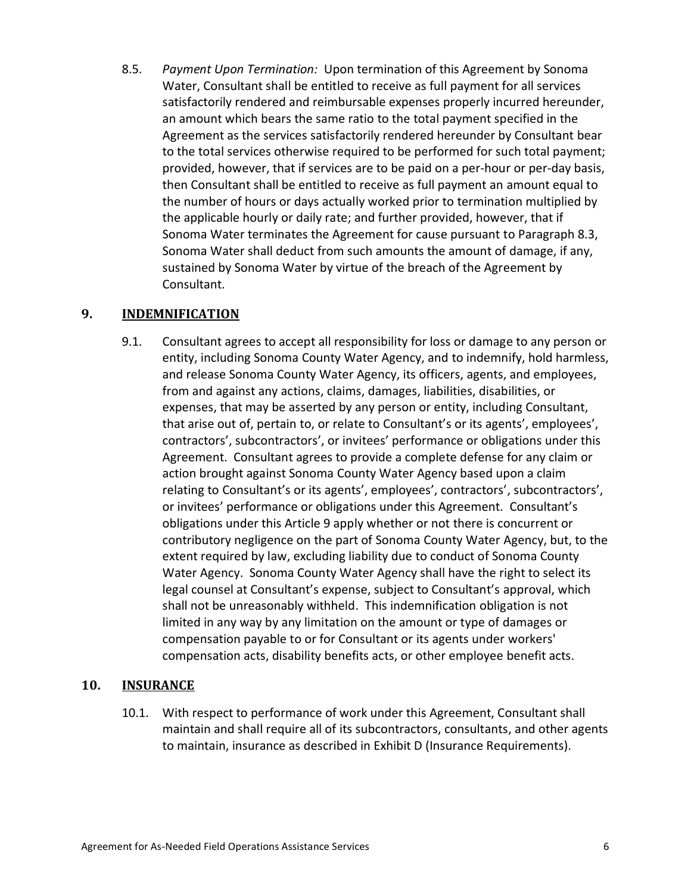8.5. *Payment Upon Termination:* Upon termination of this Agreement by Sonoma Water, Consultant shall be entitled to receive as full payment for all services satisfactorily rendered and reimbursable expenses properly incurred hereunder, an amount which bears the same ratio to the total payment specified in the Agreement as the services satisfactorily rendered hereunder by Consultant bear to the total services otherwise required to be performed for such total payment; provided, however, that if services are to be paid on a per-hour or per-day basis, then Consultant shall be entitled to receive as full payment an amount equal to the number of hours or days actually worked prior to termination multiplied by the applicable hourly or daily rate; and further provided, however, that if Sonoma Water terminates the Agreement for cause pursuant to Paragraph 8.3, Sonoma Water shall deduct from such amounts the amount of damage, if any, sustained by Sonoma Water by virtue of the breach of the Agreement by Consultant.

## 9. INDEMNIFICATION

9.1. Consultant agrees to accept all responsibility for loss or damage to any person or entity, including Sonoma County Water Agency, and to indemnify, hold harmless, and release Sonoma County Water Agency, its officers, agents, and employees, from and against any actions, claims, damages, liabilities, disabilities, or expenses, that may be asserted by any person or entity, including Consultant, that arise out of, pertain to, or relate to Consultant's or its agents', employees', contractors', subcontractors', or invitees' performance or obligations under this Agreement. Consultant agrees to provide a complete defense for any claim or action brought against Sonoma County Water Agency based upon a claim relating to Consultant's or its agents', employees', contractors', subcontractors', or invitees' performance or obligations under this Agreement. Consultant's obligations under this Article 9 apply whether or not there is concurrent or contributory negligence on the part of Sonoma County Water Agency, but, to the extent required by law, excluding liability due to conduct of Sonoma County Water Agency. Sonoma County Water Agency shall have the right to select its legal counsel at Consultant's expense, subject to Consultant's approval, which shall not be unreasonably withheld. This indemnification obligation is not limited in any way by any limitation on the amount or type of damages or compensation payable to or for Consultant or its agents under workers' compensation acts, disability benefits acts, or other employee benefit acts.

## 10. INSURANCE

10.1. With respect to performance of work under this Agreement, Consultant shall maintain and shall require all of its subcontractors, consultants, and other agents to maintain, insurance as described in Exhibit D (Insurance Requirements).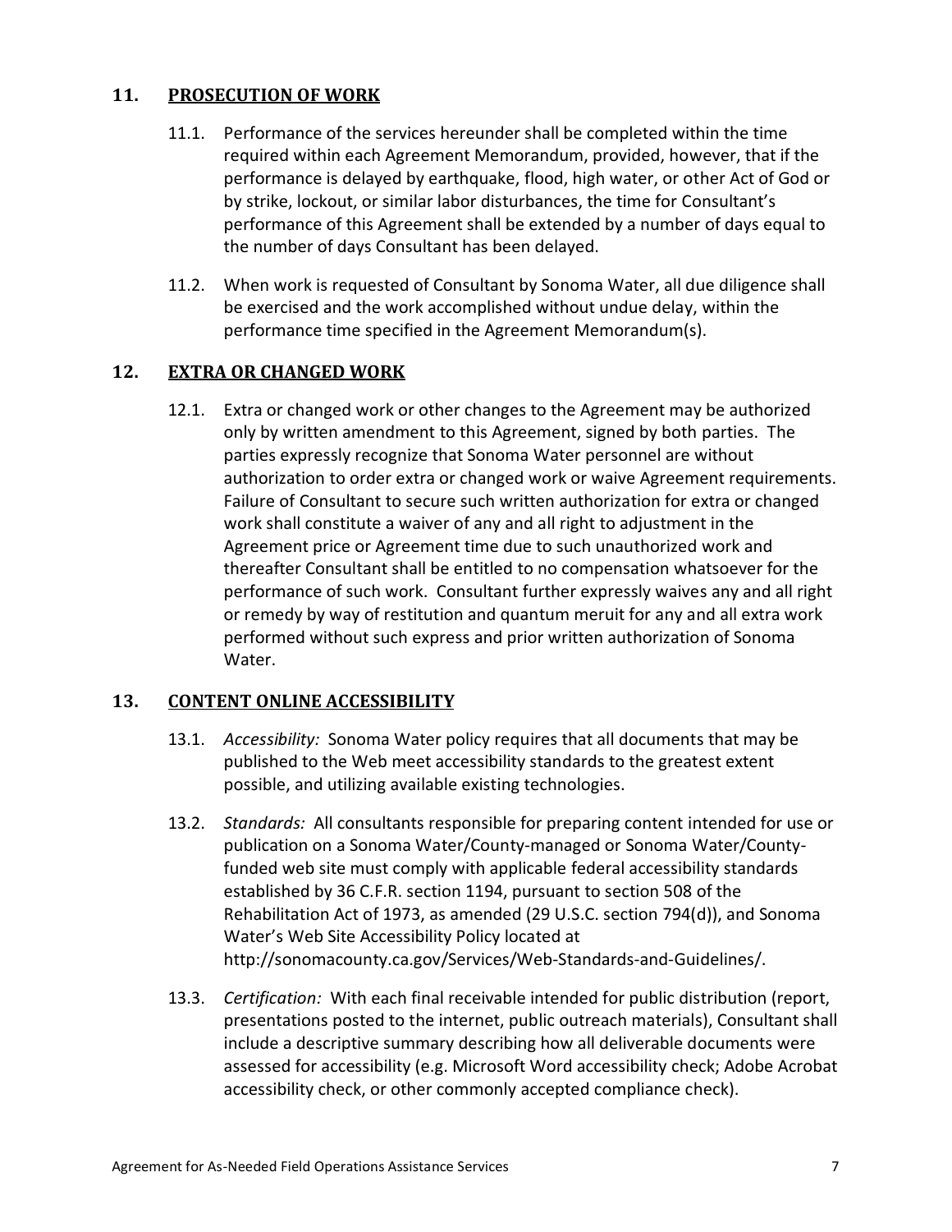## 11. PROSECUTION OF WORK

11.1. Performance of the services hereunder shall be completed within the time required within each Agreement Memorandum, provided, however, that if the performance is delayed by earthquake, flood, high water, or other Act of God or by strike, lockout, or similar labor disturbances, the time for Consultant's performance of this Agreement shall be extended by a number of days equal to the number of days Consultant has been delayed.

11.2. When work is requested of Consultant by Sonoma Water, all due diligence shall be exercised and the work accomplished without undue delay, within the performance time specified in the Agreement Memorandum(s).

## 12. EXTRA OR CHANGED WORK

12.1. Extra or changed work or other changes to the Agreement may be authorized only by written amendment to this Agreement, signed by both parties. The parties expressly recognize that Sonoma Water personnel are without authorization to order extra or changed work or waive Agreement requirements. Failure of Consultant to secure such written authorization for extra or changed work shall constitute a waiver of any and all right to adjustment in the Agreement price or Agreement time due to such unauthorized work and thereafter Consultant shall be entitled to no compensation whatsoever for the performance of such work. Consultant further expressly waives any and all right or remedy by way of restitution and quantum meruit for any and all extra work performed without such express and prior written authorization of Sonoma Water.

## 13. CONTENT ONLINE ACCESSIBILITY

13.1. *Accessibility:* Sonoma Water policy requires that all documents that may be published to the Web meet accessibility standards to the greatest extent possible, and utilizing available existing technologies.

13.2. *Standards:* All consultants responsible for preparing content intended for use or publication on a Sonoma Water/County-managed or Sonoma Water/County-funded web site must comply with applicable federal accessibility standards established by 36 C.F.R. section 1194, pursuant to section 508 of the Rehabilitation Act of 1973, as amended (29 U.S.C. section 794(d)), and Sonoma Water's Web Site Accessibility Policy located at http://sonomacounty.ca.gov/Services/Web-Standards-and-Guidelines/.

13.3. *Certification:* With each final receivable intended for public distribution (report, presentations posted to the internet, public outreach materials), Consultant shall include a descriptive summary describing how all deliverable documents were assessed for accessibility (e.g. Microsoft Word accessibility check; Adobe Acrobat accessibility check, or other commonly accepted compliance check).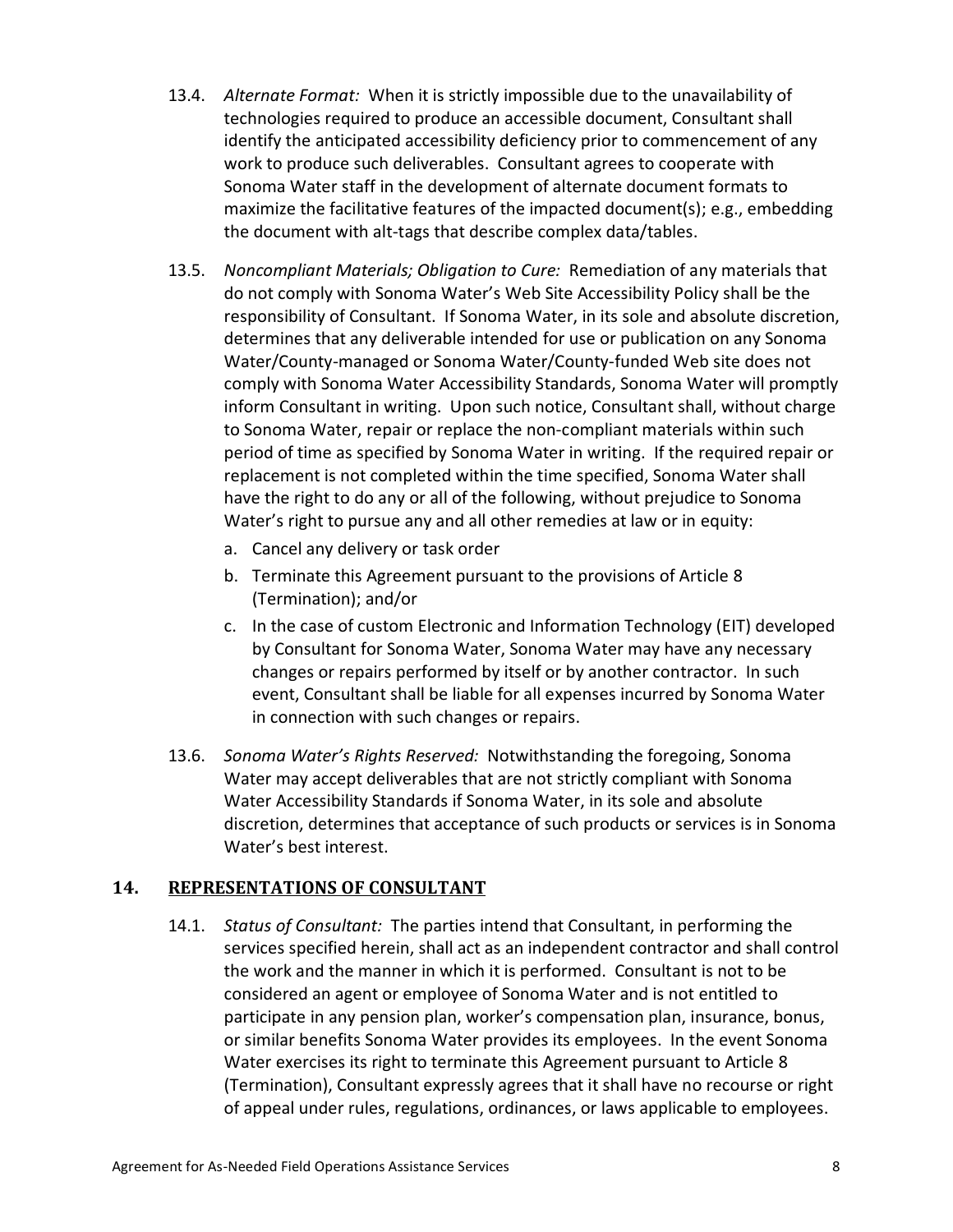13.4. *Alternate Format:* When it is strictly impossible due to the unavailability of technologies required to produce an accessible document, Consultant shall identify the anticipated accessibility deficiency prior to commencement of any work to produce such deliverables. Consultant agrees to cooperate with Sonoma Water staff in the development of alternate document formats to maximize the facilitative features of the impacted document(s); e.g., embedding the document with alt-tags that describe complex data/tables.

13.5. *Noncompliant Materials; Obligation to Cure:* Remediation of any materials that do not comply with Sonoma Water's Web Site Accessibility Policy shall be the responsibility of Consultant. If Sonoma Water, in its sole and absolute discretion, determines that any deliverable intended for use or publication on any Sonoma Water/County-managed or Sonoma Water/County-funded Web site does not comply with Sonoma Water Accessibility Standards, Sonoma Water will promptly inform Consultant in writing. Upon such notice, Consultant shall, without charge to Sonoma Water, repair or replace the non-compliant materials within such period of time as specified by Sonoma Water in writing. If the required repair or replacement is not completed within the time specified, Sonoma Water shall have the right to do any or all of the following, without prejudice to Sonoma Water's right to pursue any and all other remedies at law or in equity:

a. Cancel any delivery or task order
b. Terminate this Agreement pursuant to the provisions of Article 8 (Termination); and/or
c. In the case of custom Electronic and Information Technology (EIT) developed by Consultant for Sonoma Water, Sonoma Water may have any necessary changes or repairs performed by itself or by another contractor. In such event, Consultant shall be liable for all expenses incurred by Sonoma Water in connection with such changes or repairs.

13.6. *Sonoma Water's Rights Reserved:* Notwithstanding the foregoing, Sonoma Water may accept deliverables that are not strictly compliant with Sonoma Water Accessibility Standards if Sonoma Water, in its sole and absolute discretion, determines that acceptance of such products or services is in Sonoma Water's best interest.

## 14. REPRESENTATIONS OF CONSULTANT

14.1. *Status of Consultant:* The parties intend that Consultant, in performing the services specified herein, shall act as an independent contractor and shall control the work and the manner in which it is performed. Consultant is not to be considered an agent or employee of Sonoma Water and is not entitled to participate in any pension plan, worker's compensation plan, insurance, bonus, or similar benefits Sonoma Water provides its employees. In the event Sonoma Water exercises its right to terminate this Agreement pursuant to Article 8 (Termination), Consultant expressly agrees that it shall have no recourse or right of appeal under rules, regulations, ordinances, or laws applicable to employees.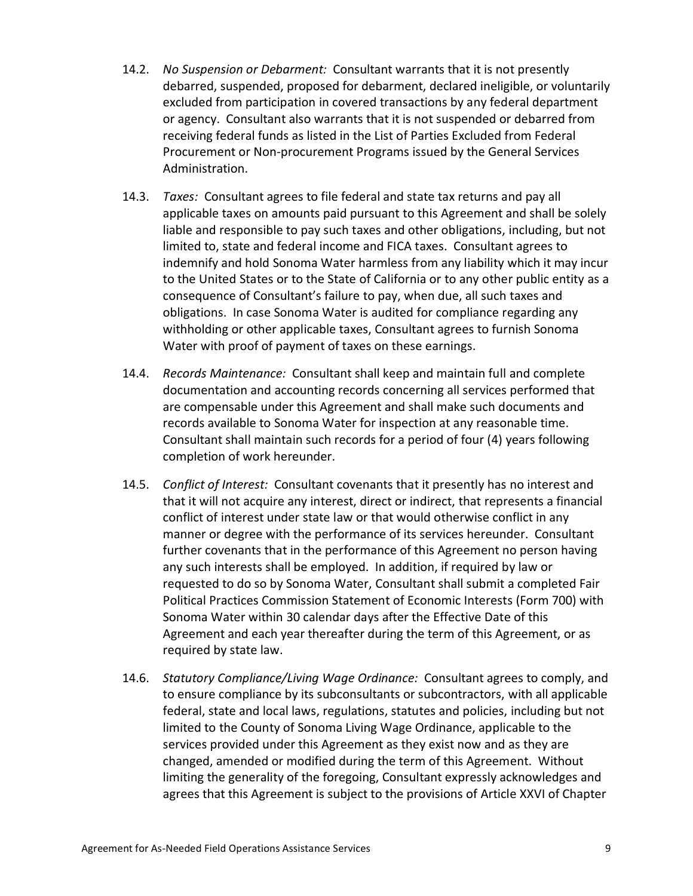14.2. *No Suspension or Debarment:* Consultant warrants that it is not presently debarred, suspended, proposed for debarment, declared ineligible, or voluntarily excluded from participation in covered transactions by any federal department or agency. Consultant also warrants that it is not suspended or debarred from receiving federal funds as listed in the List of Parties Excluded from Federal Procurement or Non-procurement Programs issued by the General Services Administration.

14.3. *Taxes:* Consultant agrees to file federal and state tax returns and pay all applicable taxes on amounts paid pursuant to this Agreement and shall be solely liable and responsible to pay such taxes and other obligations, including, but not limited to, state and federal income and FICA taxes. Consultant agrees to indemnify and hold Sonoma Water harmless from any liability which it may incur to the United States or to the State of California or to any other public entity as a consequence of Consultant's failure to pay, when due, all such taxes and obligations. In case Sonoma Water is audited for compliance regarding any withholding or other applicable taxes, Consultant agrees to furnish Sonoma Water with proof of payment of taxes on these earnings.

14.4. *Records Maintenance:* Consultant shall keep and maintain full and complete documentation and accounting records concerning all services performed that are compensable under this Agreement and shall make such documents and records available to Sonoma Water for inspection at any reasonable time. Consultant shall maintain such records for a period of four (4) years following completion of work hereunder.

14.5. *Conflict of Interest:* Consultant covenants that it presently has no interest and that it will not acquire any interest, direct or indirect, that represents a financial conflict of interest under state law or that would otherwise conflict in any manner or degree with the performance of its services hereunder. Consultant further covenants that in the performance of this Agreement no person having any such interests shall be employed. In addition, if required by law or requested to do so by Sonoma Water, Consultant shall submit a completed Fair Political Practices Commission Statement of Economic Interests (Form 700) with Sonoma Water within 30 calendar days after the Effective Date of this Agreement and each year thereafter during the term of this Agreement, or as required by state law.

14.6. *Statutory Compliance/Living Wage Ordinance:* Consultant agrees to comply, and to ensure compliance by its subconsultants or subcontractors, with all applicable federal, state and local laws, regulations, statutes and policies, including but not limited to the County of Sonoma Living Wage Ordinance, applicable to the services provided under this Agreement as they exist now and as they are changed, amended or modified during the term of this Agreement. Without limiting the generality of the foregoing, Consultant expressly acknowledges and agrees that this Agreement is subject to the provisions of Article XXVI of Chapter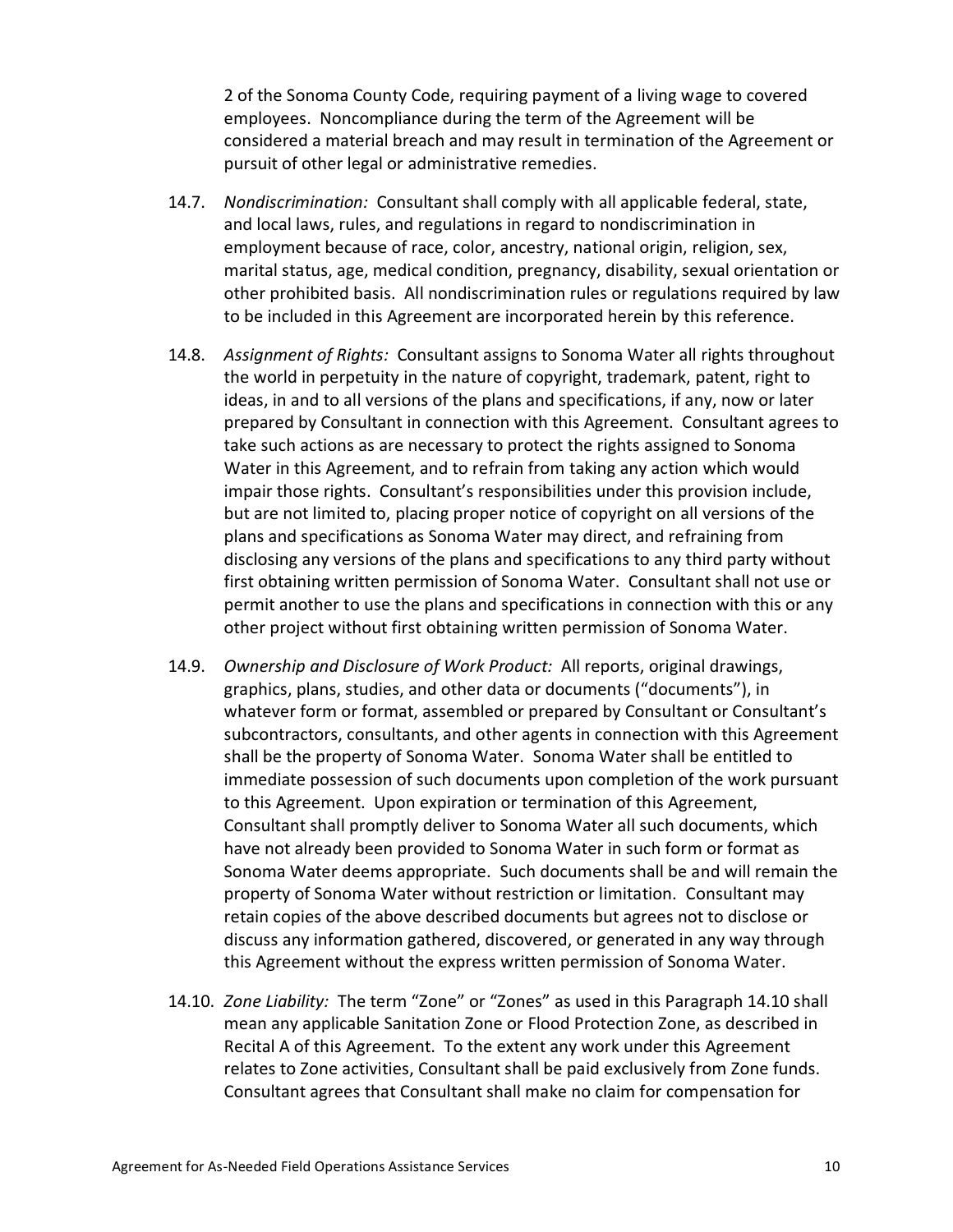2 of the Sonoma County Code, requiring payment of a living wage to covered employees. Noncompliance during the term of the Agreement will be considered a material breach and may result in termination of the Agreement or pursuit of other legal or administrative remedies.

14.7. *Nondiscrimination:* Consultant shall comply with all applicable federal, state, and local laws, rules, and regulations in regard to nondiscrimination in employment because of race, color, ancestry, national origin, religion, sex, marital status, age, medical condition, pregnancy, disability, sexual orientation or other prohibited basis. All nondiscrimination rules or regulations required by law to be included in this Agreement are incorporated herein by this reference.

14.8. *Assignment of Rights:* Consultant assigns to Sonoma Water all rights throughout the world in perpetuity in the nature of copyright, trademark, patent, right to ideas, in and to all versions of the plans and specifications, if any, now or later prepared by Consultant in connection with this Agreement. Consultant agrees to take such actions as are necessary to protect the rights assigned to Sonoma Water in this Agreement, and to refrain from taking any action which would impair those rights. Consultant's responsibilities under this provision include, but are not limited to, placing proper notice of copyright on all versions of the plans and specifications as Sonoma Water may direct, and refraining from disclosing any versions of the plans and specifications to any third party without first obtaining written permission of Sonoma Water. Consultant shall not use or permit another to use the plans and specifications in connection with this or any other project without first obtaining written permission of Sonoma Water.

14.9. *Ownership and Disclosure of Work Product:* All reports, original drawings, graphics, plans, studies, and other data or documents ("documents"), in whatever form or format, assembled or prepared by Consultant or Consultant's subcontractors, consultants, and other agents in connection with this Agreement shall be the property of Sonoma Water. Sonoma Water shall be entitled to immediate possession of such documents upon completion of the work pursuant to this Agreement. Upon expiration or termination of this Agreement, Consultant shall promptly deliver to Sonoma Water all such documents, which have not already been provided to Sonoma Water in such form or format as Sonoma Water deems appropriate. Such documents shall be and will remain the property of Sonoma Water without restriction or limitation. Consultant may retain copies of the above described documents but agrees not to disclose or discuss any information gathered, discovered, or generated in any way through this Agreement without the express written permission of Sonoma Water.

14.10. *Zone Liability:* The term "Zone" or "Zones" as used in this Paragraph 14.10 shall mean any applicable Sanitation Zone or Flood Protection Zone, as described in Recital A of this Agreement. To the extent any work under this Agreement relates to Zone activities, Consultant shall be paid exclusively from Zone funds. Consultant agrees that Consultant shall make no claim for compensation for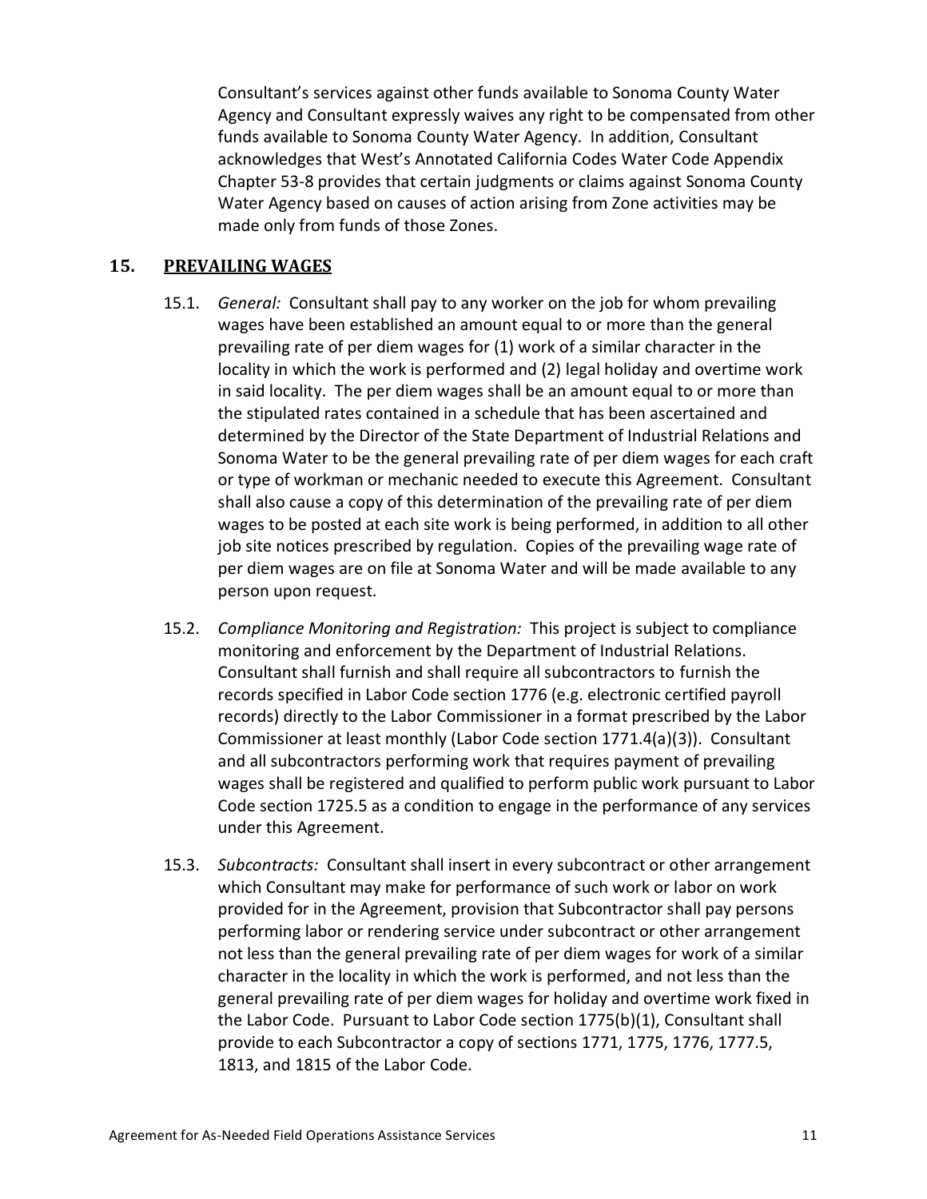Consultant's services against other funds available to Sonoma County Water Agency and Consultant expressly waives any right to be compensated from other funds available to Sonoma County Water Agency. In addition, Consultant acknowledges that West's Annotated California Codes Water Code Appendix Chapter 53-8 provides that certain judgments or claims against Sonoma County Water Agency based on causes of action arising from Zone activities may be made only from funds of those Zones.

## 15. PREVAILING WAGES

15.1. *General:* Consultant shall pay to any worker on the job for whom prevailing wages have been established an amount equal to or more than the general prevailing rate of per diem wages for (1) work of a similar character in the locality in which the work is performed and (2) legal holiday and overtime work in said locality. The per diem wages shall be an amount equal to or more than the stipulated rates contained in a schedule that has been ascertained and determined by the Director of the State Department of Industrial Relations and Sonoma Water to be the general prevailing rate of per diem wages for each craft or type of workman or mechanic needed to execute this Agreement. Consultant shall also cause a copy of this determination of the prevailing rate of per diem wages to be posted at each site work is being performed, in addition to all other job site notices prescribed by regulation. Copies of the prevailing wage rate of per diem wages are on file at Sonoma Water and will be made available to any person upon request.

15.2. *Compliance Monitoring and Registration:* This project is subject to compliance monitoring and enforcement by the Department of Industrial Relations. Consultant shall furnish and shall require all subcontractors to furnish the records specified in Labor Code section 1776 (e.g. electronic certified payroll records) directly to the Labor Commissioner in a format prescribed by the Labor Commissioner at least monthly (Labor Code section 1771.4(a)(3)). Consultant and all subcontractors performing work that requires payment of prevailing wages shall be registered and qualified to perform public work pursuant to Labor Code section 1725.5 as a condition to engage in the performance of any services under this Agreement.

15.3. *Subcontracts:* Consultant shall insert in every subcontract or other arrangement which Consultant may make for performance of such work or labor on work provided for in the Agreement, provision that Subcontractor shall pay persons performing labor or rendering service under subcontract or other arrangement not less than the general prevailing rate of per diem wages for work of a similar character in the locality in which the work is performed, and not less than the general prevailing rate of per diem wages for holiday and overtime work fixed in the Labor Code. Pursuant to Labor Code section 1775(b)(1), Consultant shall provide to each Subcontractor a copy of sections 1771, 1775, 1776, 1777.5, 1813, and 1815 of the Labor Code.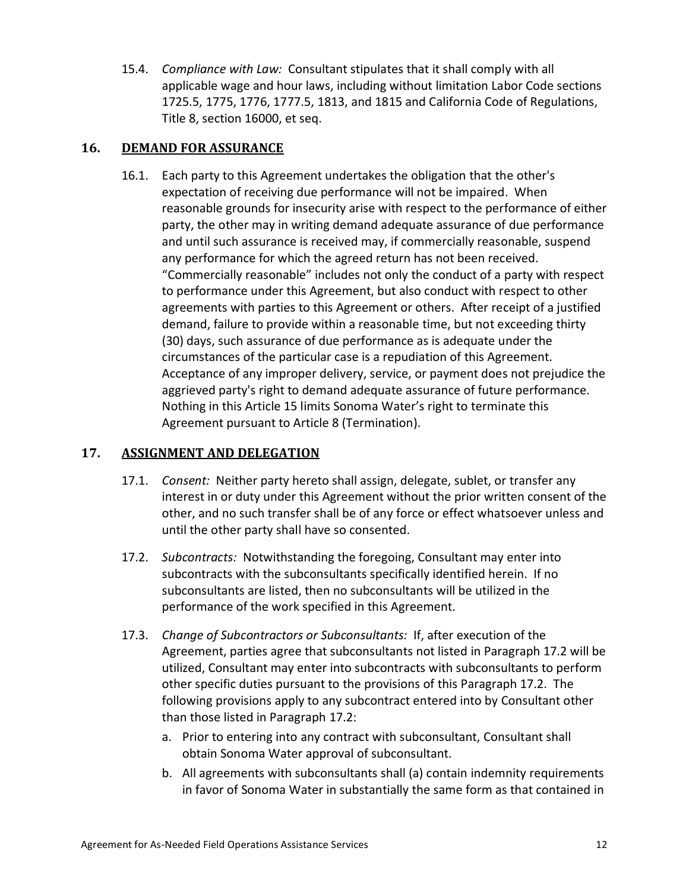15.4. *Compliance with Law:* Consultant stipulates that it shall comply with all applicable wage and hour laws, including without limitation Labor Code sections 1725.5, 1775, 1776, 1777.5, 1813, and 1815 and California Code of Regulations, Title 8, section 16000, et seq.

## 16. DEMAND FOR ASSURANCE

16.1. Each party to this Agreement undertakes the obligation that the other's expectation of receiving due performance will not be impaired. When reasonable grounds for insecurity arise with respect to the performance of either party, the other may in writing demand adequate assurance of due performance and until such assurance is received may, if commercially reasonable, suspend any performance for which the agreed return has not been received. "Commercially reasonable" includes not only the conduct of a party with respect to performance under this Agreement, but also conduct with respect to other agreements with parties to this Agreement or others. After receipt of a justified demand, failure to provide within a reasonable time, but not exceeding thirty (30) days, such assurance of due performance as is adequate under the circumstances of the particular case is a repudiation of this Agreement. Acceptance of any improper delivery, service, or payment does not prejudice the aggrieved party's right to demand adequate assurance of future performance. Nothing in this Article 15 limits Sonoma Water's right to terminate this Agreement pursuant to Article 8 (Termination).

## 17. ASSIGNMENT AND DELEGATION

17.1. *Consent:* Neither party hereto shall assign, delegate, sublet, or transfer any interest in or duty under this Agreement without the prior written consent of the other, and no such transfer shall be of any force or effect whatsoever unless and until the other party shall have so consented.

17.2. *Subcontracts:* Notwithstanding the foregoing, Consultant may enter into subcontracts with the subconsultants specifically identified herein. If no subconsultants are listed, then no subconsultants will be utilized in the performance of the work specified in this Agreement.

17.3. *Change of Subcontractors or Subconsultants:* If, after execution of the Agreement, parties agree that subconsultants not listed in Paragraph 17.2 will be utilized, Consultant may enter into subcontracts with subconsultants to perform other specific duties pursuant to the provisions of this Paragraph 17.2. The following provisions apply to any subcontract entered into by Consultant other than those listed in Paragraph 17.2:

a. Prior to entering into any contract with subconsultant, Consultant shall obtain Sonoma Water approval of subconsultant.

b. All agreements with subconsultants shall (a) contain indemnity requirements in favor of Sonoma Water in substantially the same form as that contained in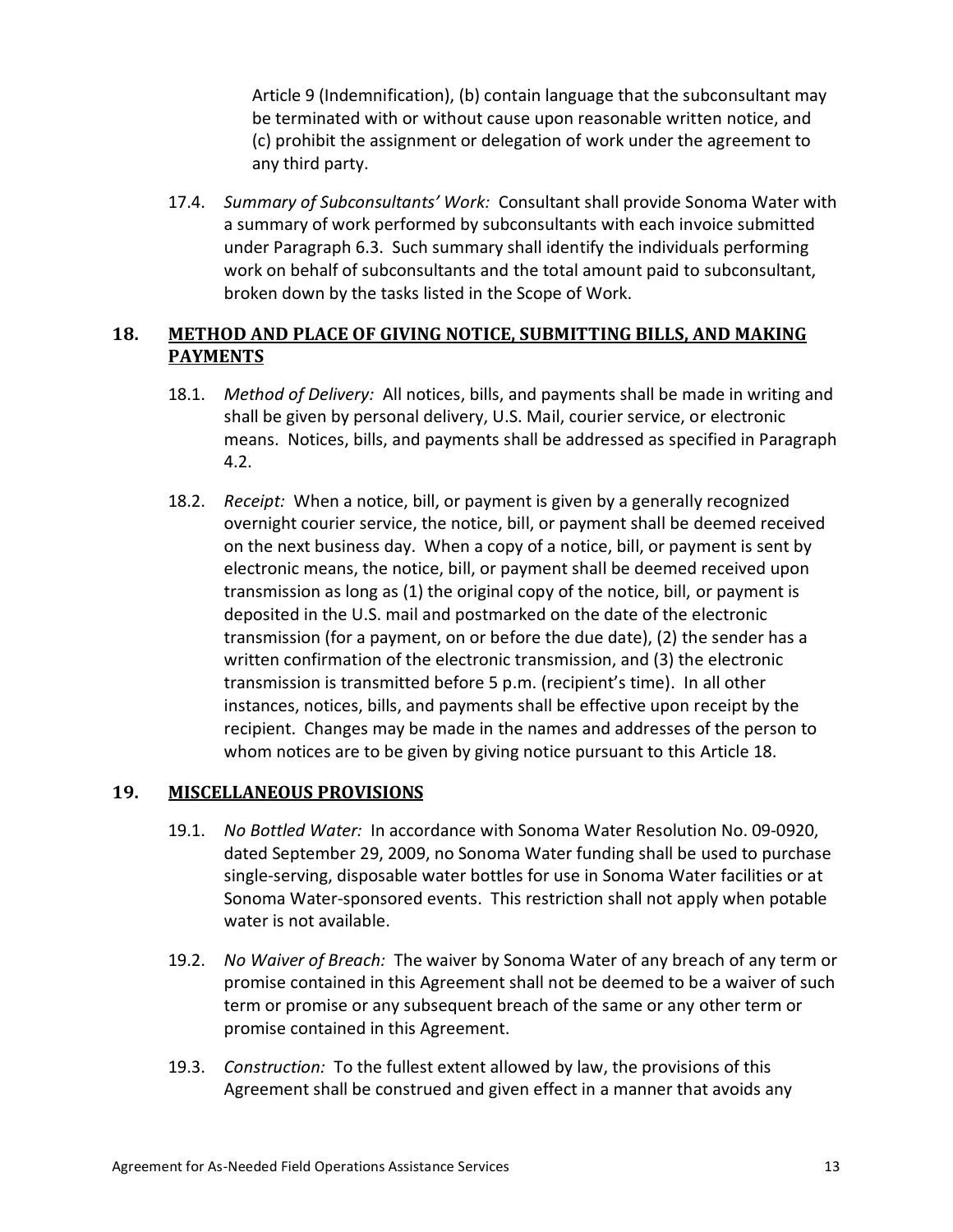Article 9 (Indemnification), (b) contain language that the subconsultant may be terminated with or without cause upon reasonable written notice, and (c) prohibit the assignment or delegation of work under the agreement to any third party.

17.4. *Summary of Subconsultants' Work:* Consultant shall provide Sonoma Water with a summary of work performed by subconsultants with each invoice submitted under Paragraph 6.3. Such summary shall identify the individuals performing work on behalf of subconsultants and the total amount paid to subconsultant, broken down by the tasks listed in the Scope of Work.

## 18. METHOD AND PLACE OF GIVING NOTICE, SUBMITTING BILLS, AND MAKING PAYMENTS

18.1. *Method of Delivery:* All notices, bills, and payments shall be made in writing and shall be given by personal delivery, U.S. Mail, courier service, or electronic means. Notices, bills, and payments shall be addressed as specified in Paragraph 4.2.

18.2. *Receipt:* When a notice, bill, or payment is given by a generally recognized overnight courier service, the notice, bill, or payment shall be deemed received on the next business day. When a copy of a notice, bill, or payment is sent by electronic means, the notice, bill, or payment shall be deemed received upon transmission as long as (1) the original copy of the notice, bill, or payment is deposited in the U.S. mail and postmarked on the date of the electronic transmission (for a payment, on or before the due date), (2) the sender has a written confirmation of the electronic transmission, and (3) the electronic transmission is transmitted before 5 p.m. (recipient's time). In all other instances, notices, bills, and payments shall be effective upon receipt by the recipient. Changes may be made in the names and addresses of the person to whom notices are to be given by giving notice pursuant to this Article 18.

## 19. MISCELLANEOUS PROVISIONS

19.1. *No Bottled Water:* In accordance with Sonoma Water Resolution No. 09-0920, dated September 29, 2009, no Sonoma Water funding shall be used to purchase single-serving, disposable water bottles for use in Sonoma Water facilities or at Sonoma Water-sponsored events. This restriction shall not apply when potable water is not available.

19.2. *No Waiver of Breach:* The waiver by Sonoma Water of any breach of any term or promise contained in this Agreement shall not be deemed to be a waiver of such term or promise or any subsequent breach of the same or any other term or promise contained in this Agreement.

19.3. *Construction:* To the fullest extent allowed by law, the provisions of this Agreement shall be construed and given effect in a manner that avoids any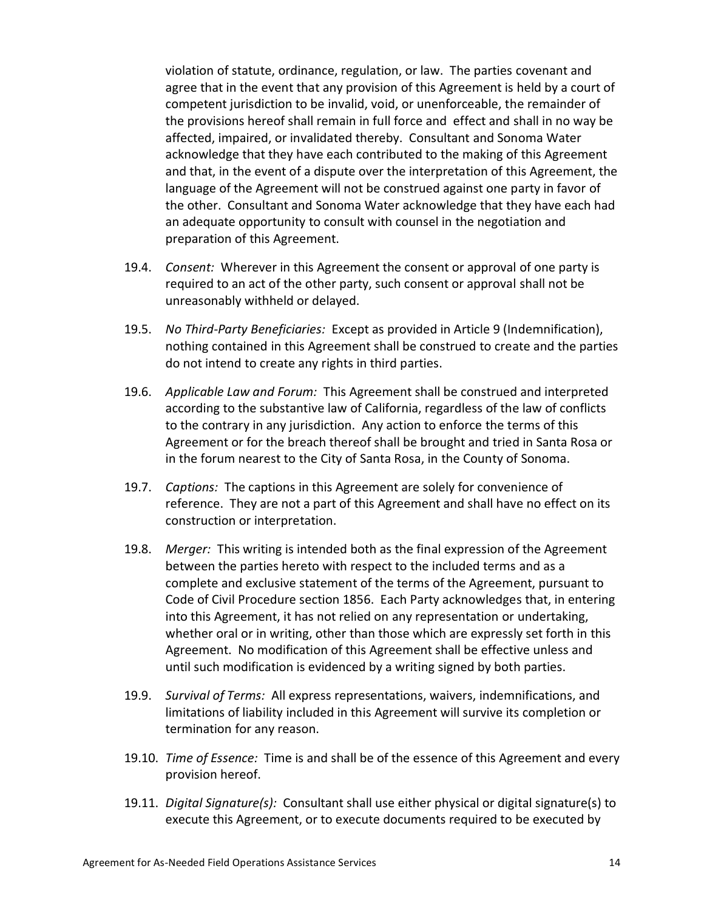violation of statute, ordinance, regulation, or law. The parties covenant and agree that in the event that any provision of this Agreement is held by a court of competent jurisdiction to be invalid, void, or unenforceable, the remainder of the provisions hereof shall remain in full force and effect and shall in no way be affected, impaired, or invalidated thereby. Consultant and Sonoma Water acknowledge that they have each contributed to the making of this Agreement and that, in the event of a dispute over the interpretation of this Agreement, the language of the Agreement will not be construed against one party in favor of the other. Consultant and Sonoma Water acknowledge that they have each had an adequate opportunity to consult with counsel in the negotiation and preparation of this Agreement.

19.4. *Consent:* Wherever in this Agreement the consent or approval of one party is required to an act of the other party, such consent or approval shall not be unreasonably withheld or delayed.

19.5. *No Third-Party Beneficiaries:* Except as provided in Article 9 (Indemnification), nothing contained in this Agreement shall be construed to create and the parties do not intend to create any rights in third parties.

19.6. *Applicable Law and Forum:* This Agreement shall be construed and interpreted according to the substantive law of California, regardless of the law of conflicts to the contrary in any jurisdiction. Any action to enforce the terms of this Agreement or for the breach thereof shall be brought and tried in Santa Rosa or in the forum nearest to the City of Santa Rosa, in the County of Sonoma.

19.7. *Captions:* The captions in this Agreement are solely for convenience of reference. They are not a part of this Agreement and shall have no effect on its construction or interpretation.

19.8. *Merger:* This writing is intended both as the final expression of the Agreement between the parties hereto with respect to the included terms and as a complete and exclusive statement of the terms of the Agreement, pursuant to Code of Civil Procedure section 1856. Each Party acknowledges that, in entering into this Agreement, it has not relied on any representation or undertaking, whether oral or in writing, other than those which are expressly set forth in this Agreement. No modification of this Agreement shall be effective unless and until such modification is evidenced by a writing signed by both parties.

19.9. *Survival of Terms:* All express representations, waivers, indemnifications, and limitations of liability included in this Agreement will survive its completion or termination for any reason.

19.10. *Time of Essence:* Time is and shall be of the essence of this Agreement and every provision hereof.

19.11. *Digital Signature(s):* Consultant shall use either physical or digital signature(s) to execute this Agreement, or to execute documents required to be executed by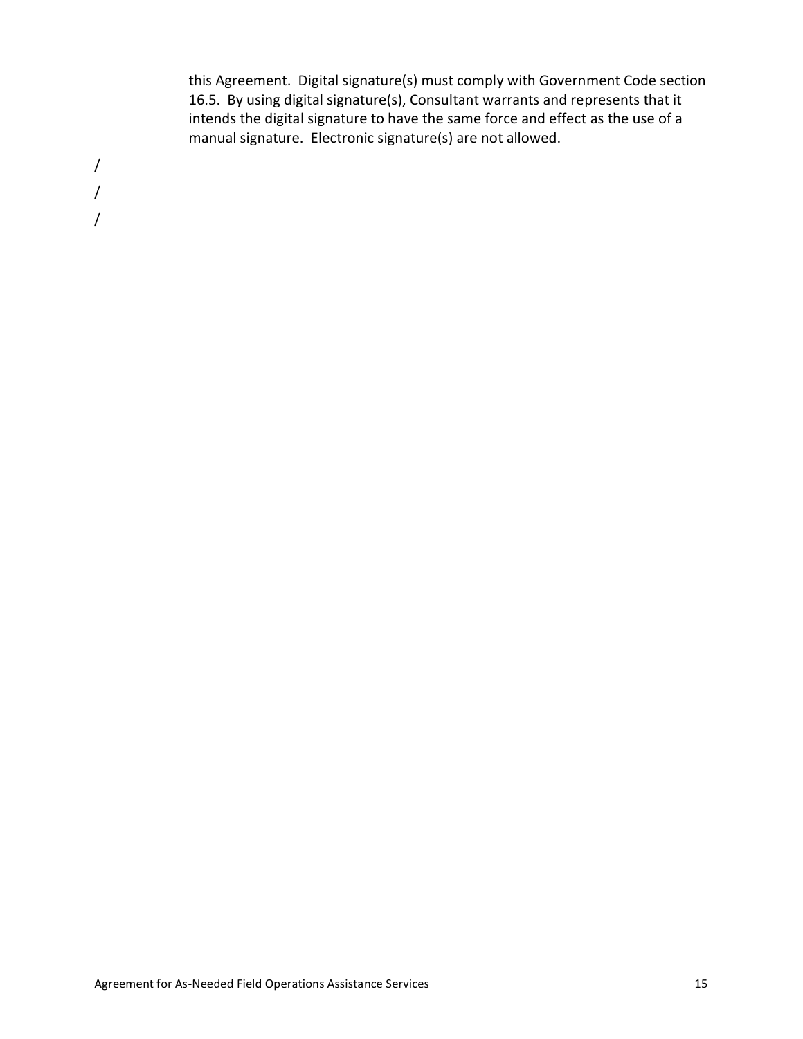this Agreement. Digital signature(s) must comply with Government Code section 16.5. By using digital signature(s), Consultant warrants and represents that it intends the digital signature to have the same force and effect as the use of a manual signature. Electronic signature(s) are not allowed.

/

/

/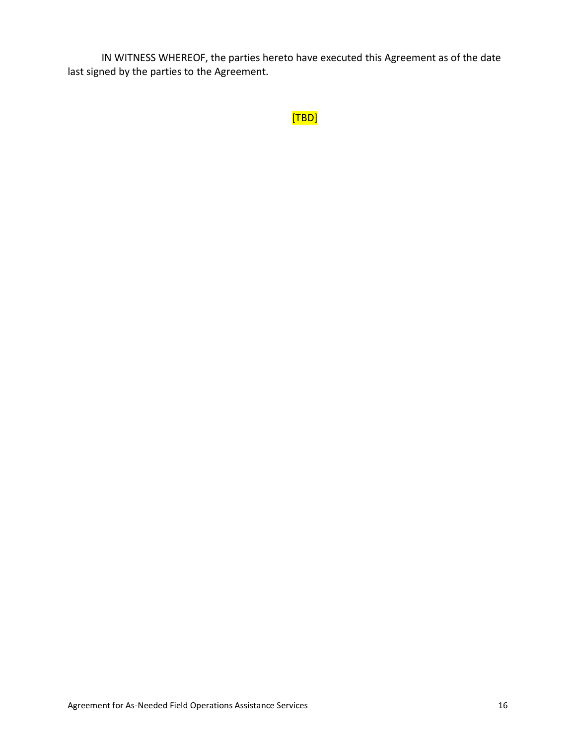IN WITNESS WHEREOF, the parties hereto have executed this Agreement as of the date last signed by the parties to the Agreement.

[TBD]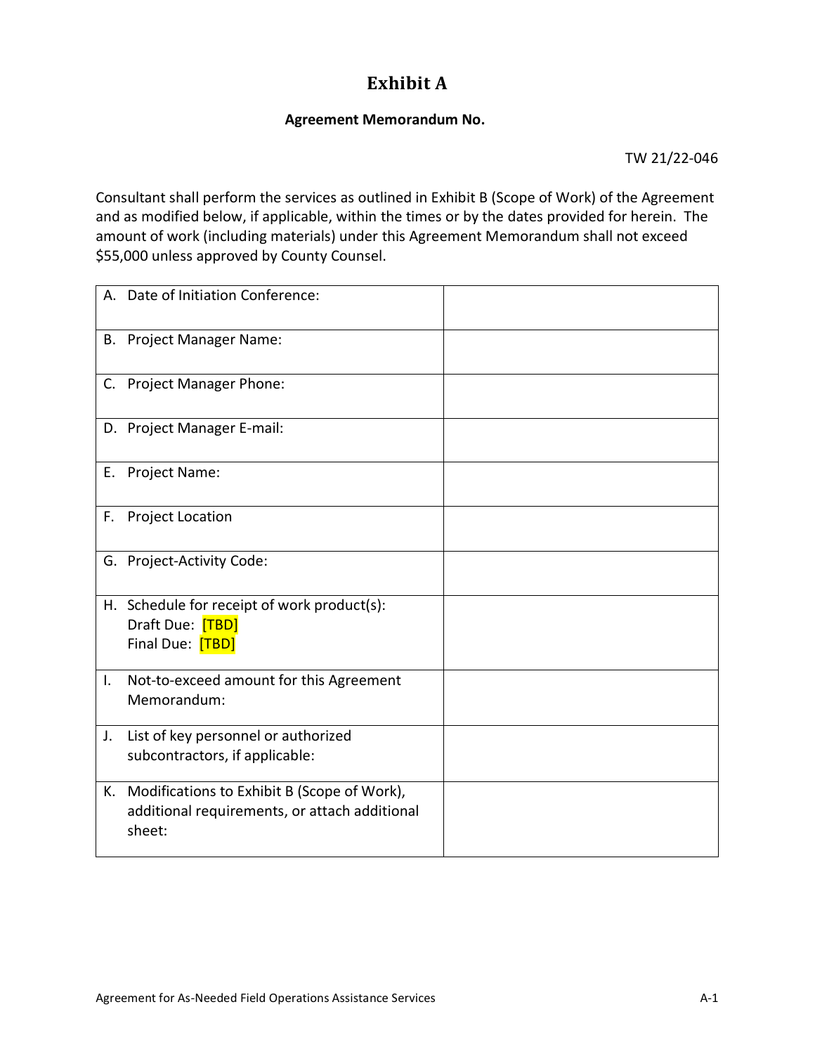# Exhibit A

**Agreement Memorandum No.**

TW 21/22-046

Consultant shall perform the services as outlined in Exhibit B (Scope of Work) of the Agreement and as modified below, if applicable, within the times or by the dates provided for herein. The amount of work (including materials) under this Agreement Memorandum shall not exceed $55,000 unless approved by County Counsel.

| | |
|---|---|
| A. Date of Initiation Conference: | |
| B. Project Manager Name: | |
| C. Project Manager Phone: | |
| D. Project Manager E-mail: | |
| E. Project Name: | |
| F. Project Location | |
| G. Project-Activity Code: | |
| H. Schedule for receipt of work product(s):<br>Draft Due: [TBD]<br>Final Due: [TBD] | |
| I. Not-to-exceed amount for this Agreement Memorandum: | |
| J. List of key personnel or authorized subcontractors, if applicable: | |
| K. Modifications to Exhibit B (Scope of Work), additional requirements, or attach additional sheet: | |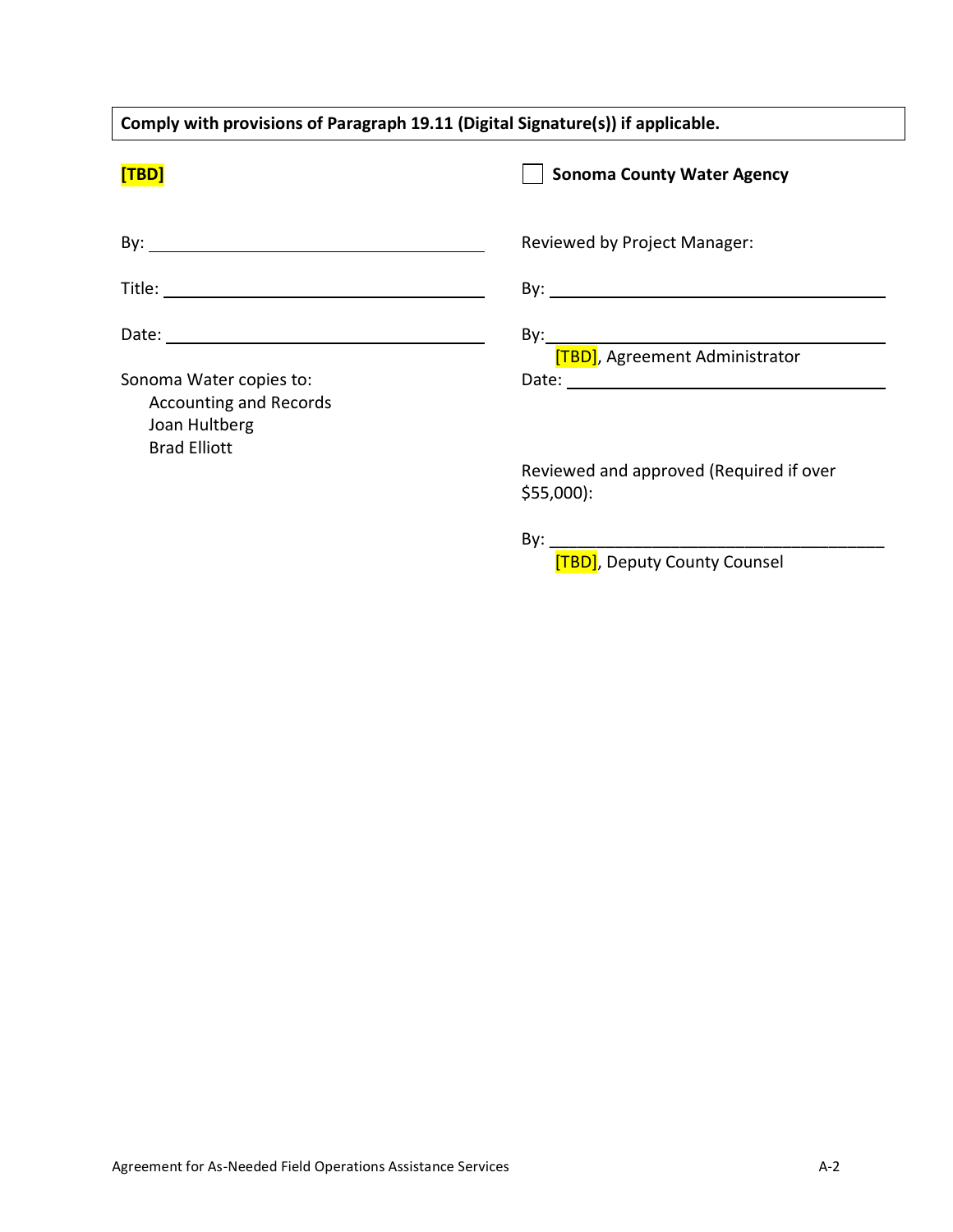**Comply with provisions of Paragraph 19.11 (Digital Signature(s)) if applicable.**

**[TBD]**

By: ______________________________

Title: ______________________________

Date: ______________________________

Sonoma Water copies to:
  Accounting and Records
  Joan Hultberg
  Brad Elliott

☐ **Sonoma County Water Agency**

Reviewed by Project Manager:

By: ______________________________

By: ______________________________
  [TBD], Agreement Administrator

Date: ______________________________

Reviewed and approved (Required if over $55,000):

By: ______________________________
  [TBD], Deputy County Counsel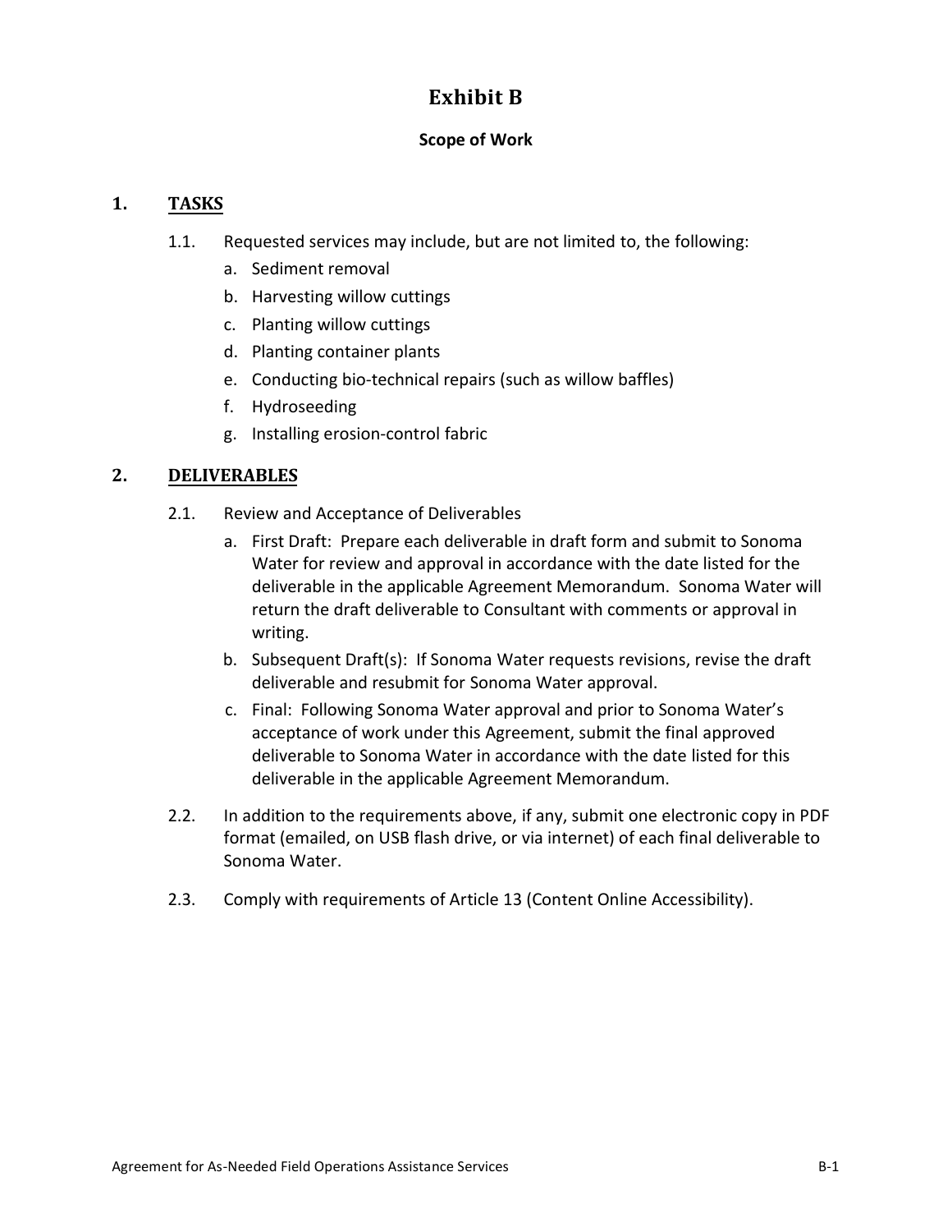# Exhibit B

**Scope of Work**

## 1. TASKS

1.1. Requested services may include, but are not limited to, the following:

a. Sediment removal
b. Harvesting willow cuttings
c. Planting willow cuttings
d. Planting container plants
e. Conducting bio-technical repairs (such as willow baffles)
f. Hydroseeding
g. Installing erosion-control fabric

## 2. DELIVERABLES

2.1. Review and Acceptance of Deliverables

a. First Draft: Prepare each deliverable in draft form and submit to Sonoma Water for review and approval in accordance with the date listed for the deliverable in the applicable Agreement Memorandum. Sonoma Water will return the draft deliverable to Consultant with comments or approval in writing.
b. Subsequent Draft(s): If Sonoma Water requests revisions, revise the draft deliverable and resubmit for Sonoma Water approval.
c. Final: Following Sonoma Water approval and prior to Sonoma Water's acceptance of work under this Agreement, submit the final approved deliverable to Sonoma Water in accordance with the date listed for this deliverable in the applicable Agreement Memorandum.

2.2. In addition to the requirements above, if any, submit one electronic copy in PDF format (emailed, on USB flash drive, or via internet) of each final deliverable to Sonoma Water.

2.3. Comply with requirements of Article 13 (Content Online Accessibility).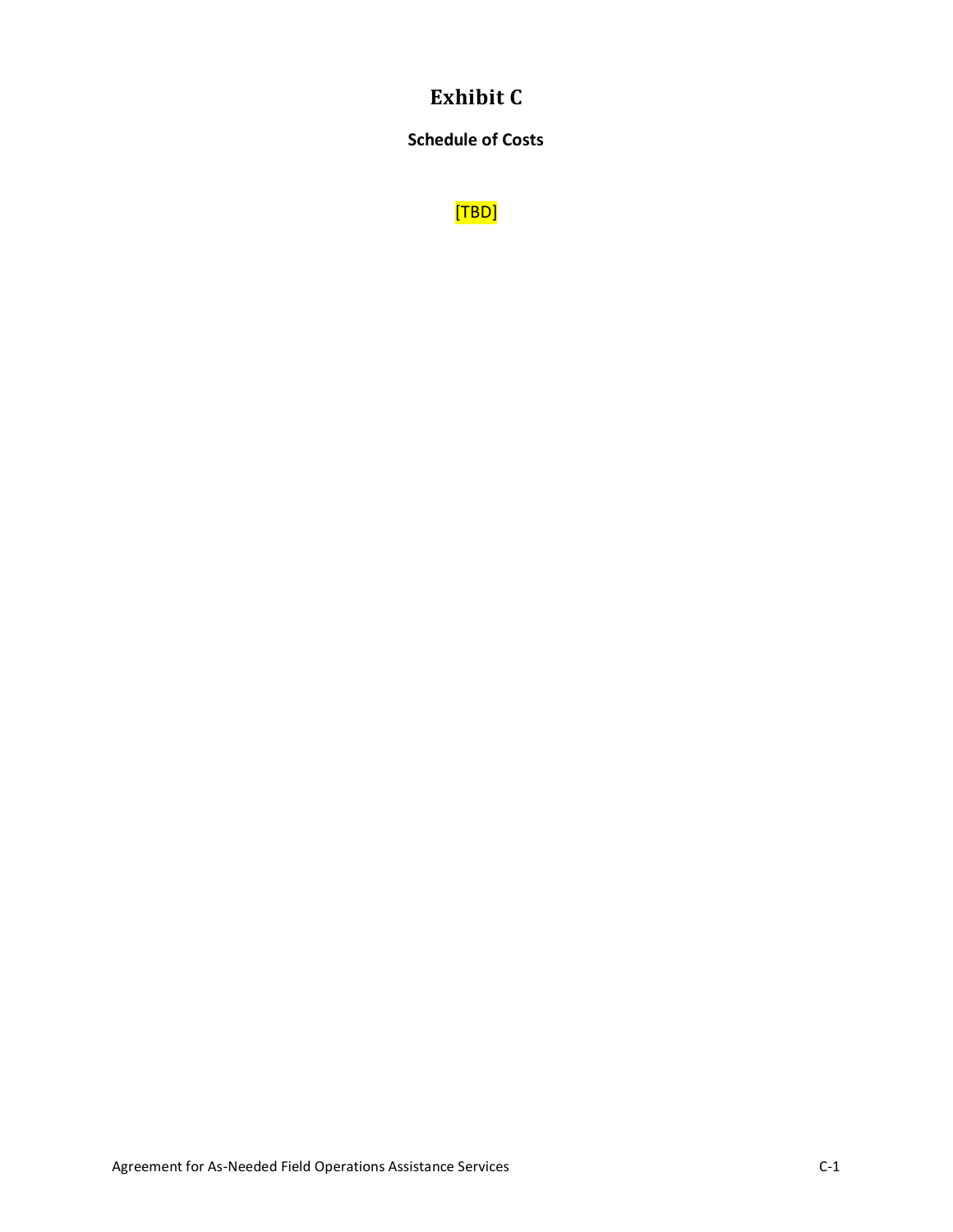# Exhibit C

## Schedule of Costs

[TBD]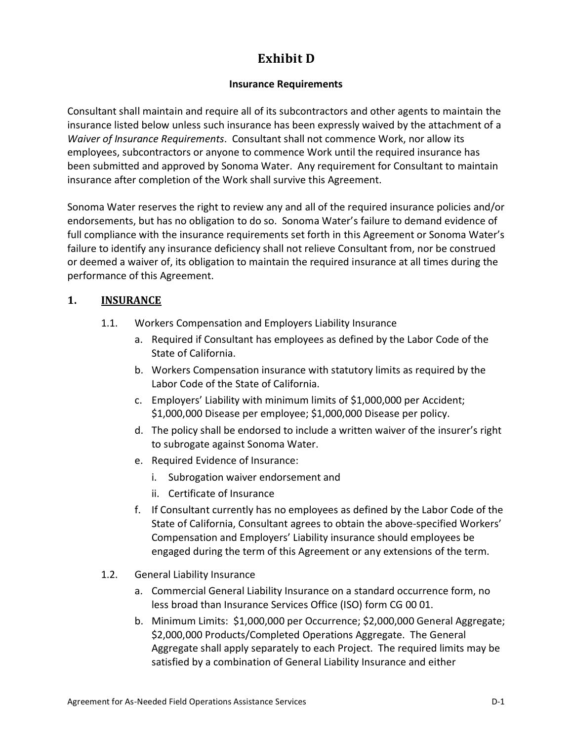# Exhibit D

**Insurance Requirements**

Consultant shall maintain and require all of its subcontractors and other agents to maintain the insurance listed below unless such insurance has been expressly waived by the attachment of a *Waiver of Insurance Requirements*. Consultant shall not commence Work, nor allow its employees, subcontractors or anyone to commence Work until the required insurance has been submitted and approved by Sonoma Water. Any requirement for Consultant to maintain insurance after completion of the Work shall survive this Agreement.

Sonoma Water reserves the right to review any and all of the required insurance policies and/or endorsements, but has no obligation to do so. Sonoma Water's failure to demand evidence of full compliance with the insurance requirements set forth in this Agreement or Sonoma Water's failure to identify any insurance deficiency shall not relieve Consultant from, nor be construed or deemed a waiver of, its obligation to maintain the required insurance at all times during the performance of this Agreement.

## 1. <u>INSURANCE</u>

1.1. Workers Compensation and Employers Liability Insurance

   a. Required if Consultant has employees as defined by the Labor Code of the State of California.
   
   b. Workers Compensation insurance with statutory limits as required by the Labor Code of the State of California.
   
   c. Employers' Liability with minimum limits of $1,000,000 per Accident; $1,000,000 Disease per employee; $1,000,000 Disease per policy.
   
   d. The policy shall be endorsed to include a written waiver of the insurer's right to subrogate against Sonoma Water.
   
   e. Required Evidence of Insurance:
   
      i. Subrogation waiver endorsement and
      
      ii. Certificate of Insurance
   
   f. If Consultant currently has no employees as defined by the Labor Code of the State of California, Consultant agrees to obtain the above-specified Workers' Compensation and Employers' Liability insurance should employees be engaged during the term of this Agreement or any extensions of the term.

1.2. General Liability Insurance

   a. Commercial General Liability Insurance on a standard occurrence form, no less broad than Insurance Services Office (ISO) form CG 00 01.
   
   b. Minimum Limits: $1,000,000 per Occurrence; $2,000,000 General Aggregate; $2,000,000 Products/Completed Operations Aggregate. The General Aggregate shall apply separately to each Project. The required limits may be satisfied by a combination of General Liability Insurance and either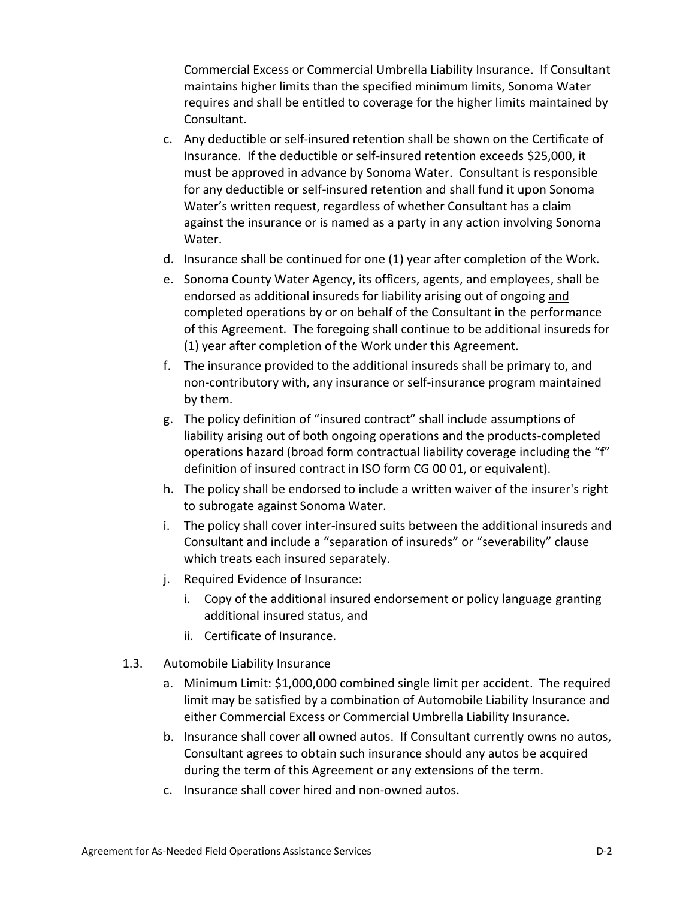Commercial Excess or Commercial Umbrella Liability Insurance. If Consultant maintains higher limits than the specified minimum limits, Sonoma Water requires and shall be entitled to coverage for the higher limits maintained by Consultant.

c. Any deductible or self-insured retention shall be shown on the Certificate of Insurance. If the deductible or self-insured retention exceeds $25,000, it must be approved in advance by Sonoma Water. Consultant is responsible for any deductible or self-insured retention and shall fund it upon Sonoma Water's written request, regardless of whether Consultant has a claim against the insurance or is named as a party in any action involving Sonoma Water.

d. Insurance shall be continued for one (1) year after completion of the Work.

e. Sonoma County Water Agency, its officers, agents, and employees, shall be endorsed as additional insureds for liability arising out of ongoing <u>and</u> completed operations by or on behalf of the Consultant in the performance of this Agreement. The foregoing shall continue to be additional insureds for (1) year after completion of the Work under this Agreement.

f. The insurance provided to the additional insureds shall be primary to, and non-contributory with, any insurance or self-insurance program maintained by them.

g. The policy definition of "insured contract" shall include assumptions of liability arising out of both ongoing operations and the products-completed operations hazard (broad form contractual liability coverage including the "f" definition of insured contract in ISO form CG 00 01, or equivalent).

h. The policy shall be endorsed to include a written waiver of the insurer's right to subrogate against Sonoma Water.

i. The policy shall cover inter-insured suits between the additional insureds and Consultant and include a "separation of insureds" or "severability" clause which treats each insured separately.

j. Required Evidence of Insurance:

   i. Copy of the additional insured endorsement or policy language granting additional insured status, and

   ii. Certificate of Insurance.

1.3. Automobile Liability Insurance

a. Minimum Limit: $1,000,000 combined single limit per accident. The required limit may be satisfied by a combination of Automobile Liability Insurance and either Commercial Excess or Commercial Umbrella Liability Insurance.

b. Insurance shall cover all owned autos. If Consultant currently owns no autos, Consultant agrees to obtain such insurance should any autos be acquired during the term of this Agreement or any extensions of the term.

c. Insurance shall cover hired and non-owned autos.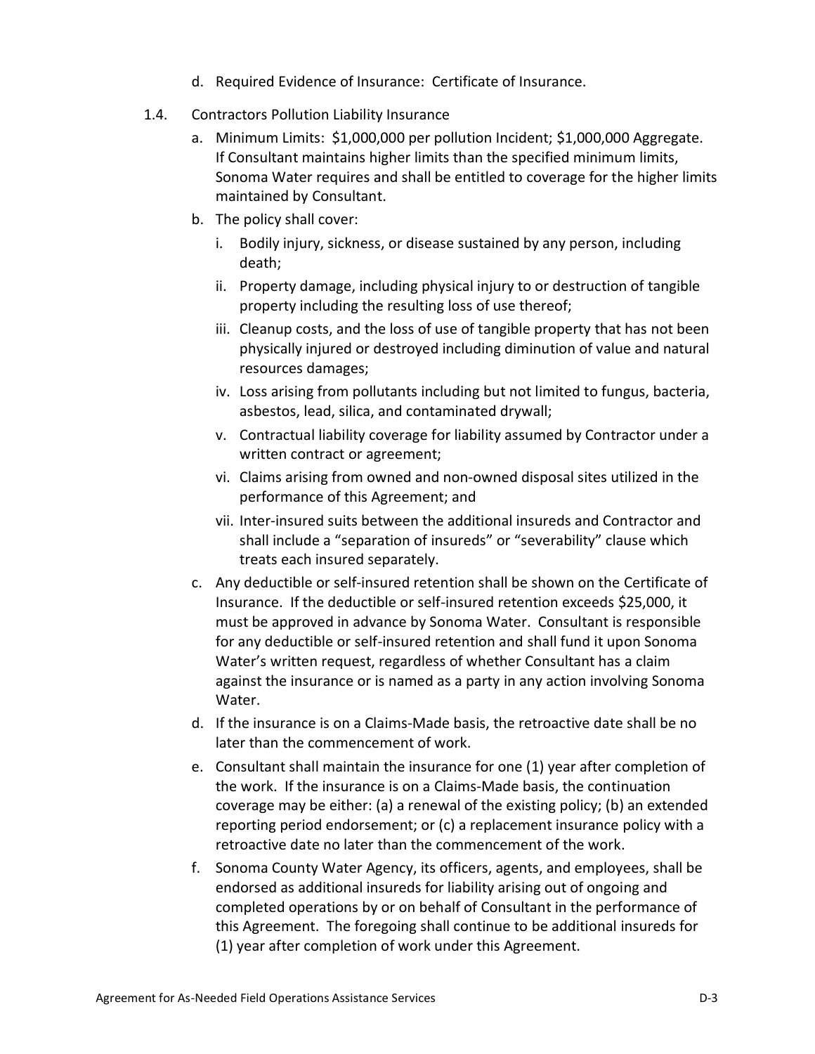d. Required Evidence of Insurance: Certificate of Insurance.

1.4. Contractors Pollution Liability Insurance

a. Minimum Limits: $1,000,000 per pollution Incident; $1,000,000 Aggregate. If Consultant maintains higher limits than the specified minimum limits, Sonoma Water requires and shall be entitled to coverage for the higher limits maintained by Consultant.

b. The policy shall cover:

   i. Bodily injury, sickness, or disease sustained by any person, including death;

   ii. Property damage, including physical injury to or destruction of tangible property including the resulting loss of use thereof;

   iii. Cleanup costs, and the loss of use of tangible property that has not been physically injured or destroyed including diminution of value and natural resources damages;

   iv. Loss arising from pollutants including but not limited to fungus, bacteria, asbestos, lead, silica, and contaminated drywall;

   v. Contractual liability coverage for liability assumed by Contractor under a written contract or agreement;

   vi. Claims arising from owned and non-owned disposal sites utilized in the performance of this Agreement; and

   vii. Inter-insured suits between the additional insureds and Contractor and shall include a "separation of insureds" or "severability" clause which treats each insured separately.

c. Any deductible or self-insured retention shall be shown on the Certificate of Insurance. If the deductible or self-insured retention exceeds $25,000, it must be approved in advance by Sonoma Water. Consultant is responsible for any deductible or self-insured retention and shall fund it upon Sonoma Water's written request, regardless of whether Consultant has a claim against the insurance or is named as a party in any action involving Sonoma Water.

d. If the insurance is on a Claims-Made basis, the retroactive date shall be no later than the commencement of work.

e. Consultant shall maintain the insurance for one (1) year after completion of the work. If the insurance is on a Claims-Made basis, the continuation coverage may be either: (a) a renewal of the existing policy; (b) an extended reporting period endorsement; or (c) a replacement insurance policy with a retroactive date no later than the commencement of the work.

f. Sonoma County Water Agency, its officers, agents, and employees, shall be endorsed as additional insureds for liability arising out of ongoing and completed operations by or on behalf of Consultant in the performance of this Agreement. The foregoing shall continue to be additional insureds for (1) year after completion of work under this Agreement.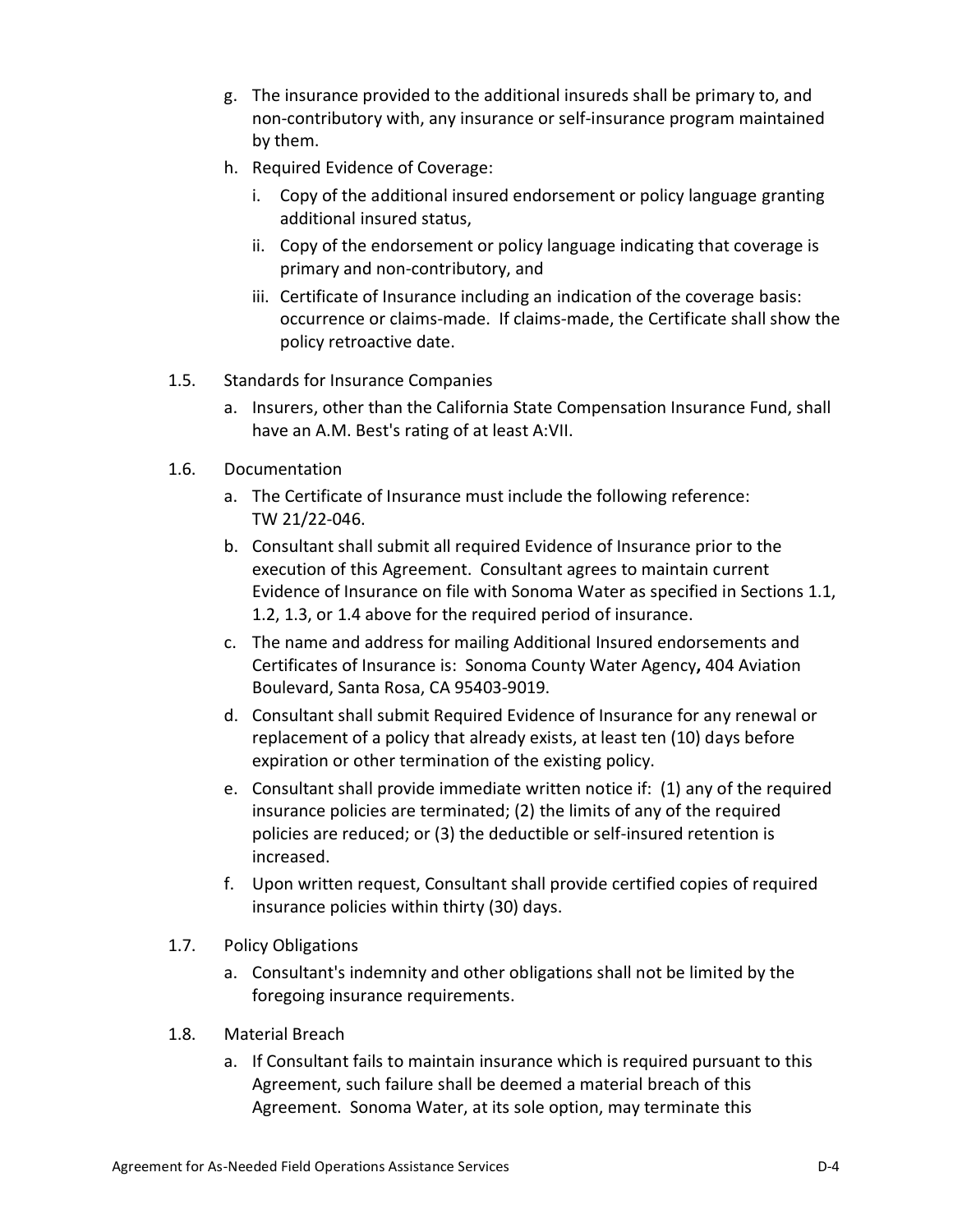g. The insurance provided to the additional insureds shall be primary to, and non-contributory with, any insurance or self-insurance program maintained by them.

h. Required Evidence of Coverage:

   i. Copy of the additional insured endorsement or policy language granting additional insured status,

   ii. Copy of the endorsement or policy language indicating that coverage is primary and non-contributory, and

   iii. Certificate of Insurance including an indication of the coverage basis: occurrence or claims-made. If claims-made, the Certificate shall show the policy retroactive date.

1.5. Standards for Insurance Companies

a. Insurers, other than the California State Compensation Insurance Fund, shall have an A.M. Best's rating of at least A:VII.

1.6. Documentation

a. The Certificate of Insurance must include the following reference: TW 21/22-046.

b. Consultant shall submit all required Evidence of Insurance prior to the execution of this Agreement. Consultant agrees to maintain current Evidence of Insurance on file with Sonoma Water as specified in Sections 1.1, 1.2, 1.3, or 1.4 above for the required period of insurance.

c. The name and address for mailing Additional Insured endorsements and Certificates of Insurance is: Sonoma County Water Agency**,** 404 Aviation Boulevard, Santa Rosa, CA 95403-9019.

d. Consultant shall submit Required Evidence of Insurance for any renewal or replacement of a policy that already exists, at least ten (10) days before expiration or other termination of the existing policy.

e. Consultant shall provide immediate written notice if: (1) any of the required insurance policies are terminated; (2) the limits of any of the required policies are reduced; or (3) the deductible or self-insured retention is increased.

f. Upon written request, Consultant shall provide certified copies of required insurance policies within thirty (30) days.

1.7. Policy Obligations

a. Consultant's indemnity and other obligations shall not be limited by the foregoing insurance requirements.

1.8. Material Breach

a. If Consultant fails to maintain insurance which is required pursuant to this Agreement, such failure shall be deemed a material breach of this Agreement. Sonoma Water, at its sole option, may terminate this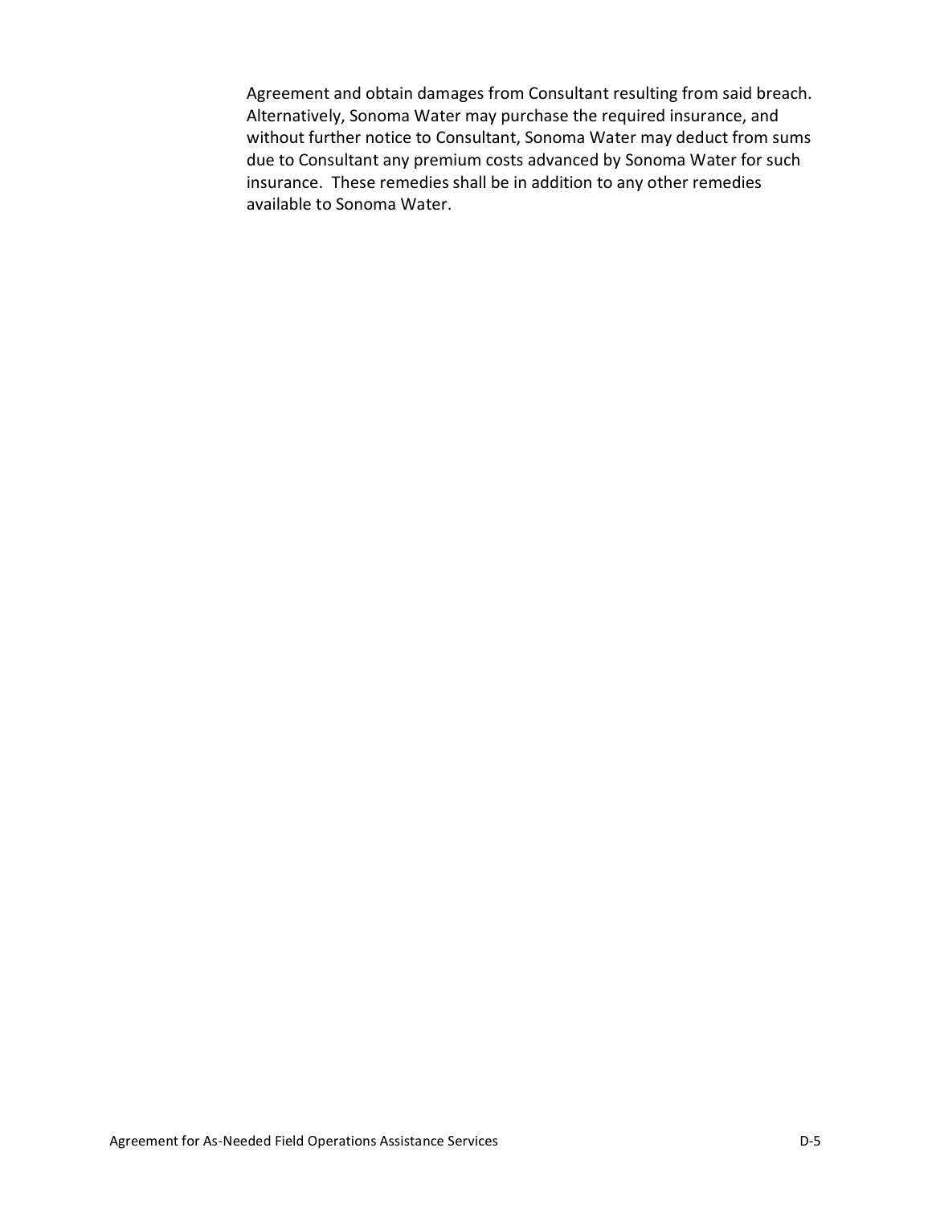Agreement and obtain damages from Consultant resulting from said breach. Alternatively, Sonoma Water may purchase the required insurance, and without further notice to Consultant, Sonoma Water may deduct from sums due to Consultant any premium costs advanced by Sonoma Water for such insurance. These remedies shall be in addition to any other remedies available to Sonoma Water.